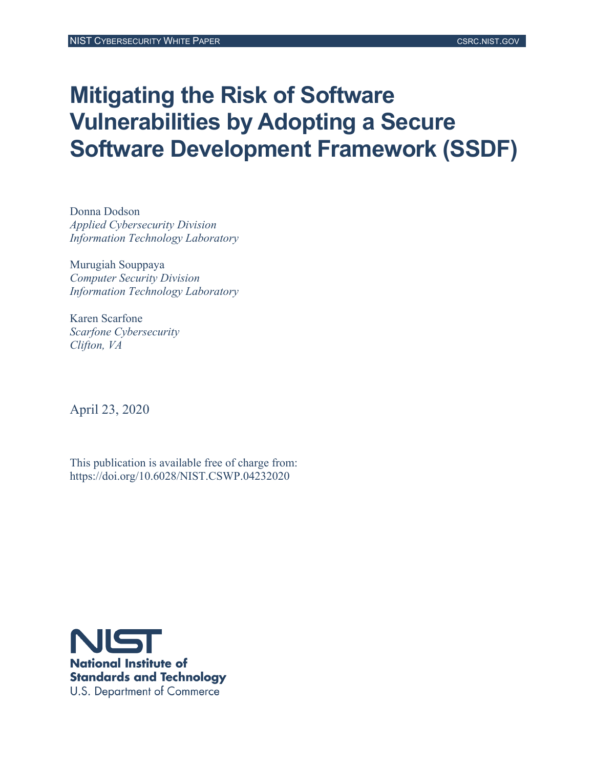NIST Cybersecurity White Paper

# Mitigating the Risk of Software Vulnerabilities by Adopting a Secure Software Development Framework (SSDF)

Donna Dodson
*Applied Cybersecurity Division*
*Information Technology Laboratory*

Murugiah Souppaya
*Computer Security Division*
*Information Technology Laboratory*

Karen Scarfone
*Scarfone Cybersecurity*
*Clifton, VA*

April 23, 2020

This publication is available free of charge from:
https://doi.org/10.6028/NIST.CSWP.04232020

**National Institute of Standards and Technology**
U.S. Department of Commerce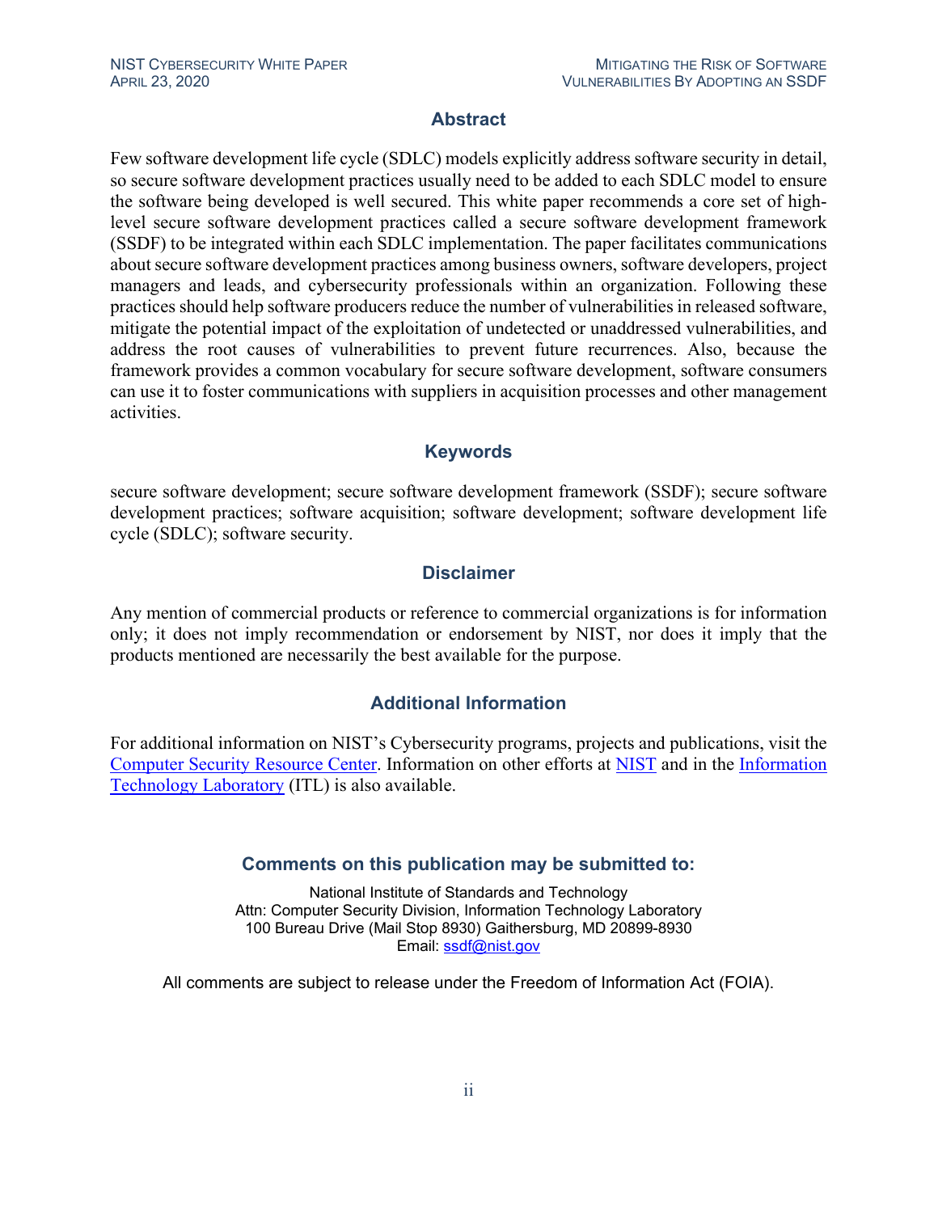## Abstract

Few software development life cycle (SDLC) models explicitly address software security in detail, so secure software development practices usually need to be added to each SDLC model to ensure the software being developed is well secured. This white paper recommends a core set of high-level secure software development practices called a secure software development framework (SSDF) to be integrated within each SDLC implementation. The paper facilitates communications about secure software development practices among business owners, software developers, project managers and leads, and cybersecurity professionals within an organization. Following these practices should help software producers reduce the number of vulnerabilities in released software, mitigate the potential impact of the exploitation of undetected or unaddressed vulnerabilities, and address the root causes of vulnerabilities to prevent future recurrences. Also, because the framework provides a common vocabulary for secure software development, software consumers can use it to foster communications with suppliers in acquisition processes and other management activities.

## Keywords

secure software development; secure software development framework (SSDF); secure software development practices; software acquisition; software development; software development life cycle (SDLC); software security.

## Disclaimer

Any mention of commercial products or reference to commercial organizations is for information only; it does not imply recommendation or endorsement by NIST, nor does it imply that the products mentioned are necessarily the best available for the purpose.

## Additional Information

For additional information on NIST's Cybersecurity programs, projects and publications, visit the Computer Security Resource Center. Information on other efforts at NIST and in the Information Technology Laboratory (ITL) is also available.

### Comments on this publication may be submitted to:

National Institute of Standards and Technology
Attn: Computer Security Division, Information Technology Laboratory
100 Bureau Drive (Mail Stop 8930) Gaithersburg, MD 20899-8930
Email: ssdf@nist.gov

All comments are subject to release under the Freedom of Information Act (FOIA).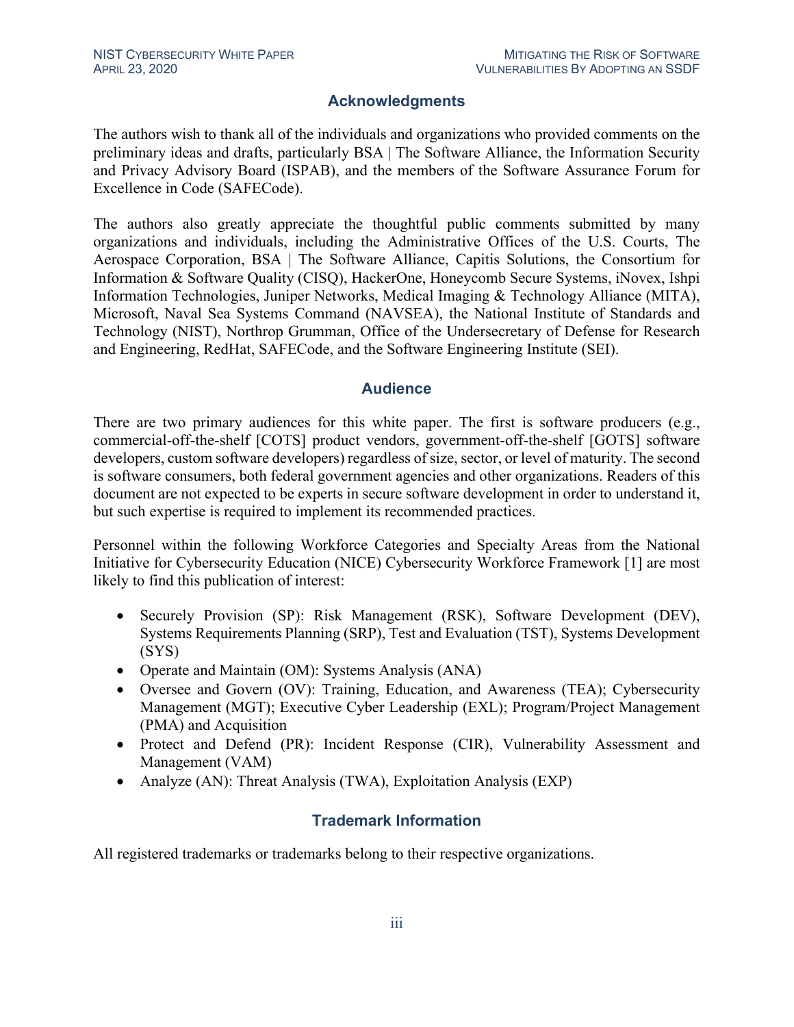## Acknowledgments

The authors wish to thank all of the individuals and organizations who provided comments on the preliminary ideas and drafts, particularly BSA | The Software Alliance, the Information Security and Privacy Advisory Board (ISPAB), and the members of the Software Assurance Forum for Excellence in Code (SAFECode).

The authors also greatly appreciate the thoughtful public comments submitted by many organizations and individuals, including the Administrative Offices of the U.S. Courts, The Aerospace Corporation, BSA | The Software Alliance, Capitis Solutions, the Consortium for Information & Software Quality (CISQ), HackerOne, Honeycomb Secure Systems, iNovex, Ishpi Information Technologies, Juniper Networks, Medical Imaging & Technology Alliance (MITA), Microsoft, Naval Sea Systems Command (NAVSEA), the National Institute of Standards and Technology (NIST), Northrop Grumman, Office of the Undersecretary of Defense for Research and Engineering, RedHat, SAFECode, and the Software Engineering Institute (SEI).

## Audience

There are two primary audiences for this white paper. The first is software producers (e.g., commercial-off-the-shelf [COTS] product vendors, government-off-the-shelf [GOTS] software developers, custom software developers) regardless of size, sector, or level of maturity. The second is software consumers, both federal government agencies and other organizations. Readers of this document are not expected to be experts in secure software development in order to understand it, but such expertise is required to implement its recommended practices.

Personnel within the following Workforce Categories and Specialty Areas from the National Initiative for Cybersecurity Education (NICE) Cybersecurity Workforce Framework [1] are most likely to find this publication of interest:

- Securely Provision (SP): Risk Management (RSK), Software Development (DEV), Systems Requirements Planning (SRP), Test and Evaluation (TST), Systems Development (SYS)
- Operate and Maintain (OM): Systems Analysis (ANA)
- Oversee and Govern (OV): Training, Education, and Awareness (TEA); Cybersecurity Management (MGT); Executive Cyber Leadership (EXL); Program/Project Management (PMA) and Acquisition
- Protect and Defend (PR): Incident Response (CIR), Vulnerability Assessment and Management (VAM)
- Analyze (AN): Threat Analysis (TWA), Exploitation Analysis (EXP)

## Trademark Information

All registered trademarks or trademarks belong to their respective organizations.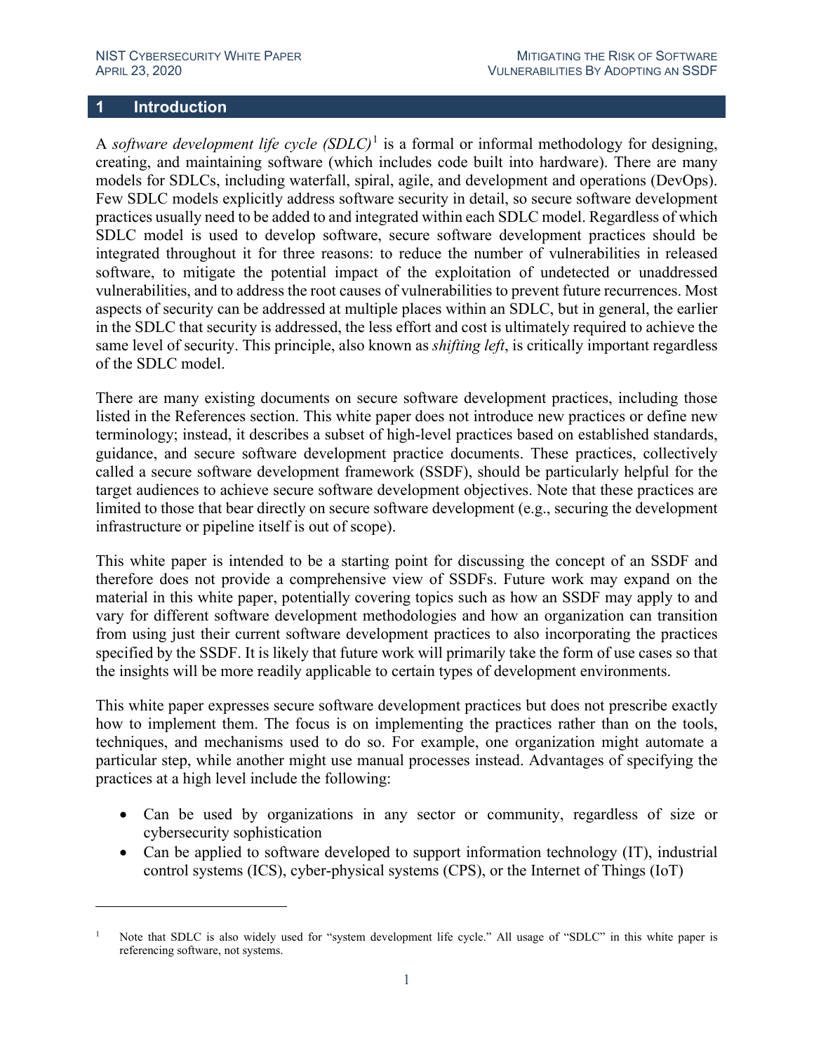# 1 Introduction

A *software development life cycle (SDLC)*[1] is a formal or informal methodology for designing, creating, and maintaining software (which includes code built into hardware). There are many models for SDLCs, including waterfall, spiral, agile, and development and operations (DevOps). Few SDLC models explicitly address software security in detail, so secure software development practices usually need to be added to and integrated within each SDLC model. Regardless of which SDLC model is used to develop software, secure software development practices should be integrated throughout it for three reasons: to reduce the number of vulnerabilities in released software, to mitigate the potential impact of the exploitation of undetected or unaddressed vulnerabilities, and to address the root causes of vulnerabilities to prevent future recurrences. Most aspects of security can be addressed at multiple places within an SDLC, but in general, the earlier in the SDLC that security is addressed, the less effort and cost is ultimately required to achieve the same level of security. This principle, also known as *shifting left*, is critically important regardless of the SDLC model.

There are many existing documents on secure software development practices, including those listed in the References section. This white paper does not introduce new practices or define new terminology; instead, it describes a subset of high-level practices based on established standards, guidance, and secure software development practice documents. These practices, collectively called a secure software development framework (SSDF), should be particularly helpful for the target audiences to achieve secure software development objectives. Note that these practices are limited to those that bear directly on secure software development (e.g., securing the development infrastructure or pipeline itself is out of scope).

This white paper is intended to be a starting point for discussing the concept of an SSDF and therefore does not provide a comprehensive view of SSDFs. Future work may expand on the material in this white paper, potentially covering topics such as how an SSDF may apply to and vary for different software development methodologies and how an organization can transition from using just their current software development practices to also incorporating the practices specified by the SSDF. It is likely that future work will primarily take the form of use cases so that the insights will be more readily applicable to certain types of development environments.

This white paper expresses secure software development practices but does not prescribe exactly how to implement them. The focus is on implementing the practices rather than on the tools, techniques, and mechanisms used to do so. For example, one organization might automate a particular step, while another might use manual processes instead. Advantages of specifying the practices at a high level include the following:

- Can be used by organizations in any sector or community, regardless of size or cybersecurity sophistication
- Can be applied to software developed to support information technology (IT), industrial control systems (ICS), cyber-physical systems (CPS), or the Internet of Things (IoT)

[1] Note that SDLC is also widely used for "system development life cycle." All usage of "SDLC" in this white paper is referencing software, not systems.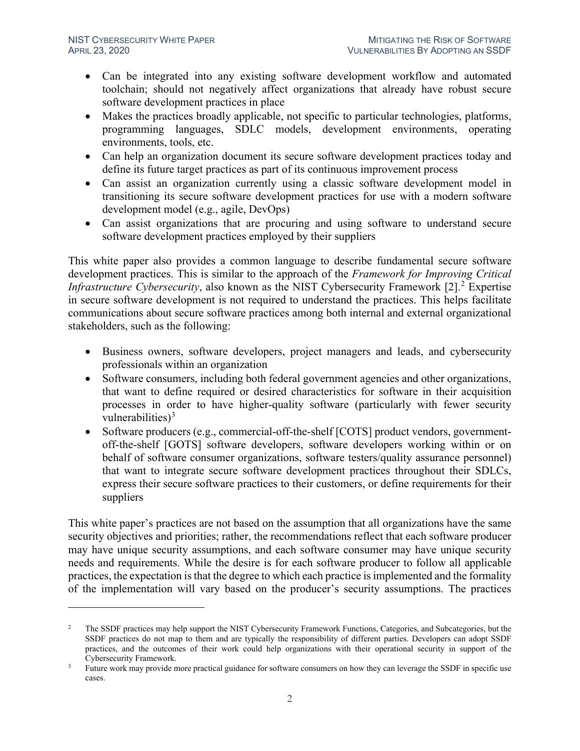- Can be integrated into any existing software development workflow and automated toolchain; should not negatively affect organizations that already have robust secure software development practices in place
- Makes the practices broadly applicable, not specific to particular technologies, platforms, programming languages, SDLC models, development environments, operating environments, tools, etc.
- Can help an organization document its secure software development practices today and define its future target practices as part of its continuous improvement process
- Can assist an organization currently using a classic software development model in transitioning its secure software development practices for use with a modern software development model (e.g., agile, DevOps)
- Can assist organizations that are procuring and using software to understand secure software development practices employed by their suppliers

This white paper also provides a common language to describe fundamental secure software development practices. This is similar to the approach of the *Framework for Improving Critical Infrastructure Cybersecurity*, also known as the NIST Cybersecurity Framework [2].[2] Expertise in secure software development is not required to understand the practices. This helps facilitate communications about secure software practices among both internal and external organizational stakeholders, such as the following:

- Business owners, software developers, project managers and leads, and cybersecurity professionals within an organization
- Software consumers, including both federal government agencies and other organizations, that want to define required or desired characteristics for software in their acquisition processes in order to have higher-quality software (particularly with fewer security vulnerabilities)[3]
- Software producers (e.g., commercial-off-the-shelf [COTS] product vendors, government-off-the-shelf [GOTS] software developers, software developers working within or on behalf of software consumer organizations, software testers/quality assurance personnel) that want to integrate secure software development practices throughout their SDLCs, express their secure software practices to their customers, or define requirements for their suppliers

This white paper's practices are not based on the assumption that all organizations have the same security objectives and priorities; rather, the recommendations reflect that each software producer may have unique security assumptions, and each software consumer may have unique security needs and requirements. While the desire is for each software producer to follow all applicable practices, the expectation is that the degree to which each practice is implemented and the formality of the implementation will vary based on the producer's security assumptions. The practices

---

[2] The SSDF practices may help support the NIST Cybersecurity Framework Functions, Categories, and Subcategories, but the SSDF practices do not map to them and are typically the responsibility of different parties. Developers can adopt SSDF practices, and the outcomes of their work could help organizations with their operational security in support of the Cybersecurity Framework.

[3] Future work may provide more practical guidance for software consumers on how they can leverage the SSDF in specific use cases.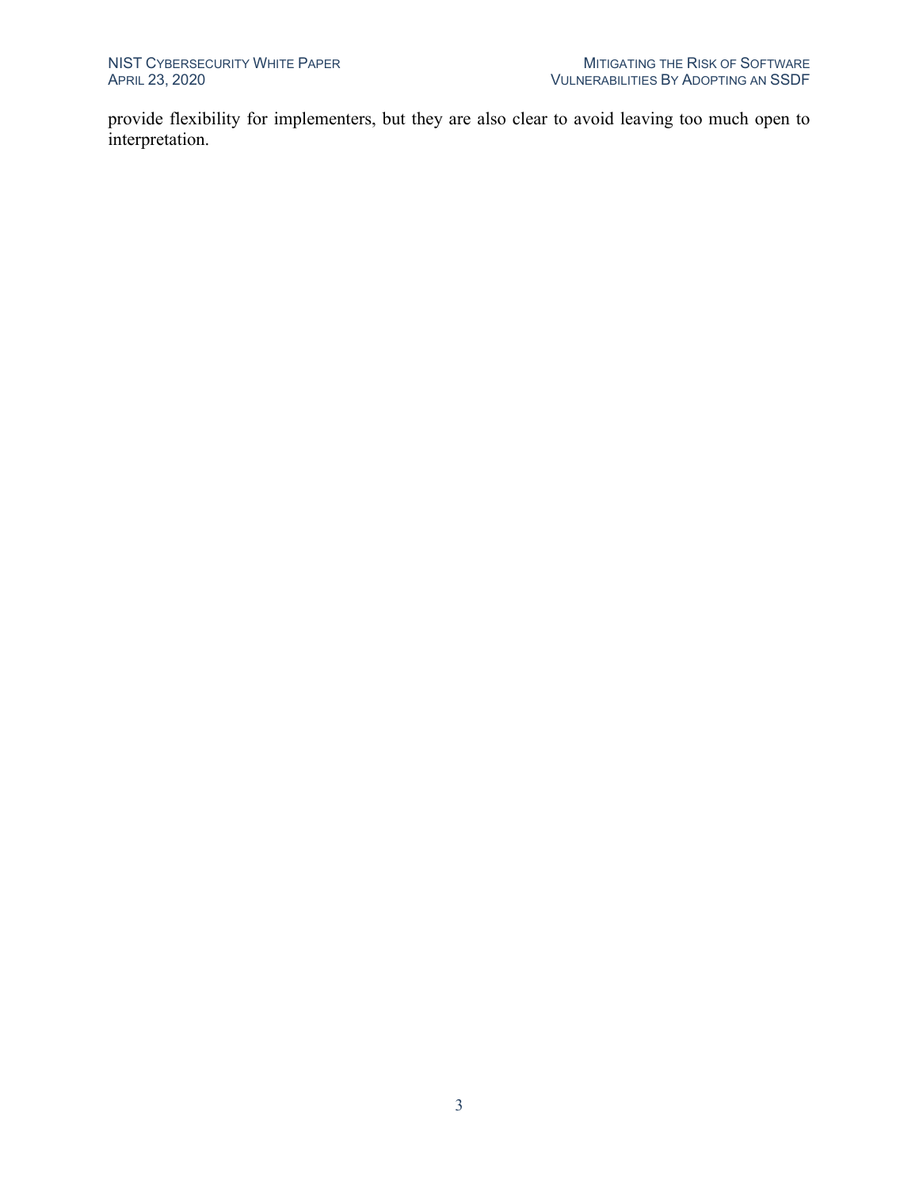provide flexibility for implementers, but they are also clear to avoid leaving too much open to interpretation.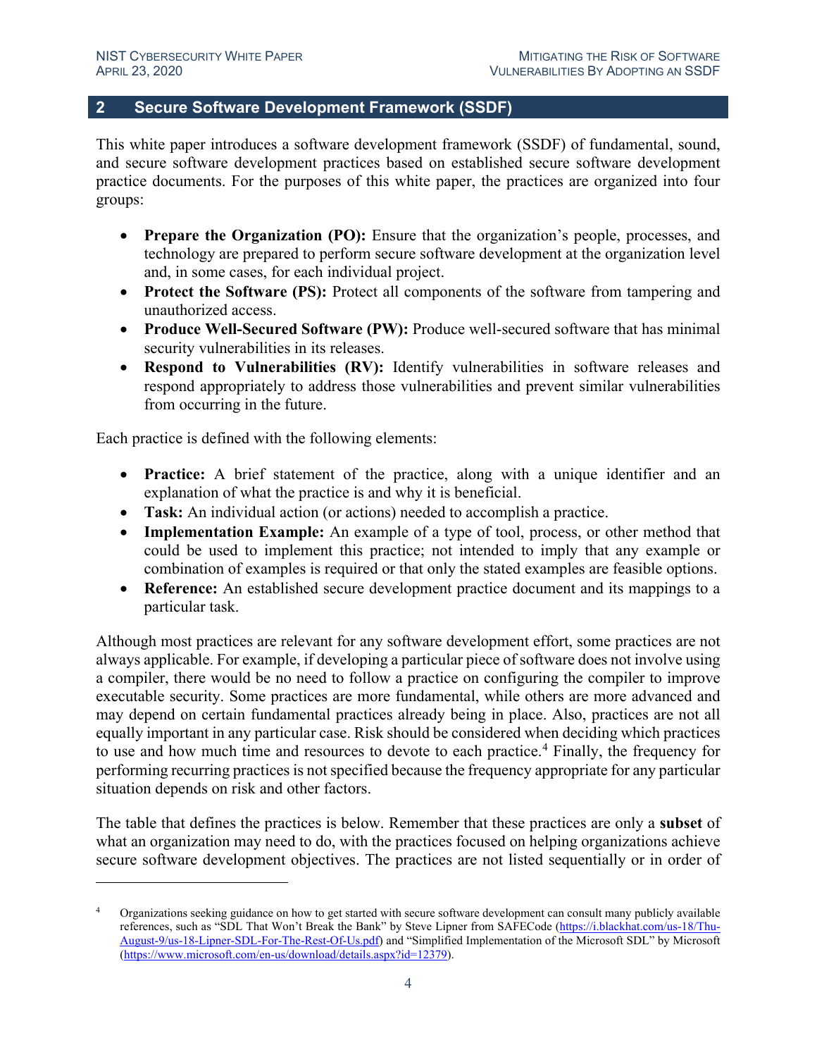## 2 Secure Software Development Framework (SSDF)

This white paper introduces a software development framework (SSDF) of fundamental, sound, and secure software development practices based on established secure software development practice documents. For the purposes of this white paper, the practices are organized into four groups:

- **Prepare the Organization (PO):** Ensure that the organization's people, processes, and technology are prepared to perform secure software development at the organization level and, in some cases, for each individual project.
- **Protect the Software (PS):** Protect all components of the software from tampering and unauthorized access.
- **Produce Well-Secured Software (PW):** Produce well-secured software that has minimal security vulnerabilities in its releases.
- **Respond to Vulnerabilities (RV):** Identify vulnerabilities in software releases and respond appropriately to address those vulnerabilities and prevent similar vulnerabilities from occurring in the future.

Each practice is defined with the following elements:

- **Practice:** A brief statement of the practice, along with a unique identifier and an explanation of what the practice is and why it is beneficial.
- **Task:** An individual action (or actions) needed to accomplish a practice.
- **Implementation Example:** An example of a type of tool, process, or other method that could be used to implement this practice; not intended to imply that any example or combination of examples is required or that only the stated examples are feasible options.
- **Reference:** An established secure development practice document and its mappings to a particular task.

Although most practices are relevant for any software development effort, some practices are not always applicable. For example, if developing a particular piece of software does not involve using a compiler, there would be no need to follow a practice on configuring the compiler to improve executable security. Some practices are more fundamental, while others are more advanced and may depend on certain fundamental practices already being in place. Also, practices are not all equally important in any particular case. Risk should be considered when deciding which practices to use and how much time and resources to devote to each practice.[4] Finally, the frequency for performing recurring practices is not specified because the frequency appropriate for any particular situation depends on risk and other factors.

The table that defines the practices is below. Remember that these practices are only a **subset** of what an organization may need to do, with the practices focused on helping organizations achieve secure software development objectives. The practices are not listed sequentially or in order of

---

[4] Organizations seeking guidance on how to get started with secure software development can consult many publicly available references, such as "SDL That Won't Break the Bank" by Steve Lipner from SAFECode (https://i.blackhat.com/us-18/Thu-August-9/us-18-Lipner-SDL-For-The-Rest-Of-Us.pdf) and "Simplified Implementation of the Microsoft SDL" by Microsoft (https://www.microsoft.com/en-us/download/details.aspx?id=12379).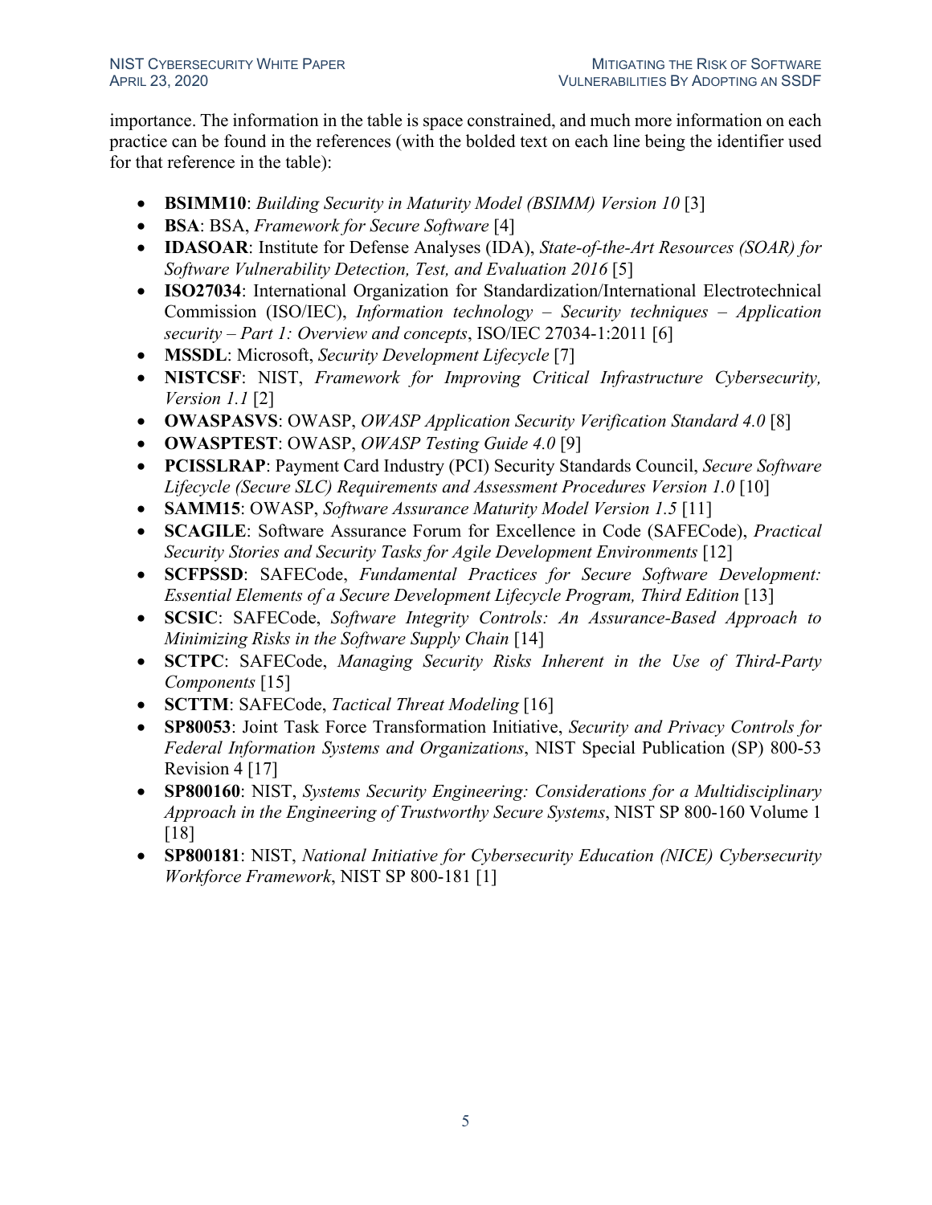importance. The information in the table is space constrained, and much more information on each practice can be found in the references (with the bolded text on each line being the identifier used for that reference in the table):

- **BSIMM10**: *Building Security in Maturity Model (BSIMM) Version 10* [3]
- **BSA**: BSA, *Framework for Secure Software* [4]
- **IDASOAR**: Institute for Defense Analyses (IDA), *State-of-the-Art Resources (SOAR) for Software Vulnerability Detection, Test, and Evaluation 2016* [5]
- **ISO27034**: International Organization for Standardization/International Electrotechnical Commission (ISO/IEC), *Information technology – Security techniques – Application security – Part 1: Overview and concepts*, ISO/IEC 27034-1:2011 [6]
- **MSSDL**: Microsoft, *Security Development Lifecycle* [7]
- **NISTCSF**: NIST, *Framework for Improving Critical Infrastructure Cybersecurity, Version 1.1* [2]
- **OWASPASVS**: OWASP, *OWASP Application Security Verification Standard 4.0* [8]
- **OWASPTEST**: OWASP, *OWASP Testing Guide 4.0* [9]
- **PCISSLRAP**: Payment Card Industry (PCI) Security Standards Council, *Secure Software Lifecycle (Secure SLC) Requirements and Assessment Procedures Version 1.0* [10]
- **SAMM15**: OWASP, *Software Assurance Maturity Model Version 1.5* [11]
- **SCAGILE**: Software Assurance Forum for Excellence in Code (SAFECode), *Practical Security Stories and Security Tasks for Agile Development Environments* [12]
- **SCFPSSD**: SAFECode, *Fundamental Practices for Secure Software Development: Essential Elements of a Secure Development Lifecycle Program, Third Edition* [13]
- **SCSIC**: SAFECode, *Software Integrity Controls: An Assurance-Based Approach to Minimizing Risks in the Software Supply Chain* [14]
- **SCTPC**: SAFECode, *Managing Security Risks Inherent in the Use of Third-Party Components* [15]
- **SCTTM**: SAFECode, *Tactical Threat Modeling* [16]
- **SP80053**: Joint Task Force Transformation Initiative, *Security and Privacy Controls for Federal Information Systems and Organizations*, NIST Special Publication (SP) 800-53 Revision 4 [17]
- **SP800160**: NIST, *Systems Security Engineering: Considerations for a Multidisciplinary Approach in the Engineering of Trustworthy Secure Systems*, NIST SP 800-160 Volume 1 [18]
- **SP800181**: NIST, *National Initiative for Cybersecurity Education (NICE) Cybersecurity Workforce Framework*, NIST SP 800-181 [1]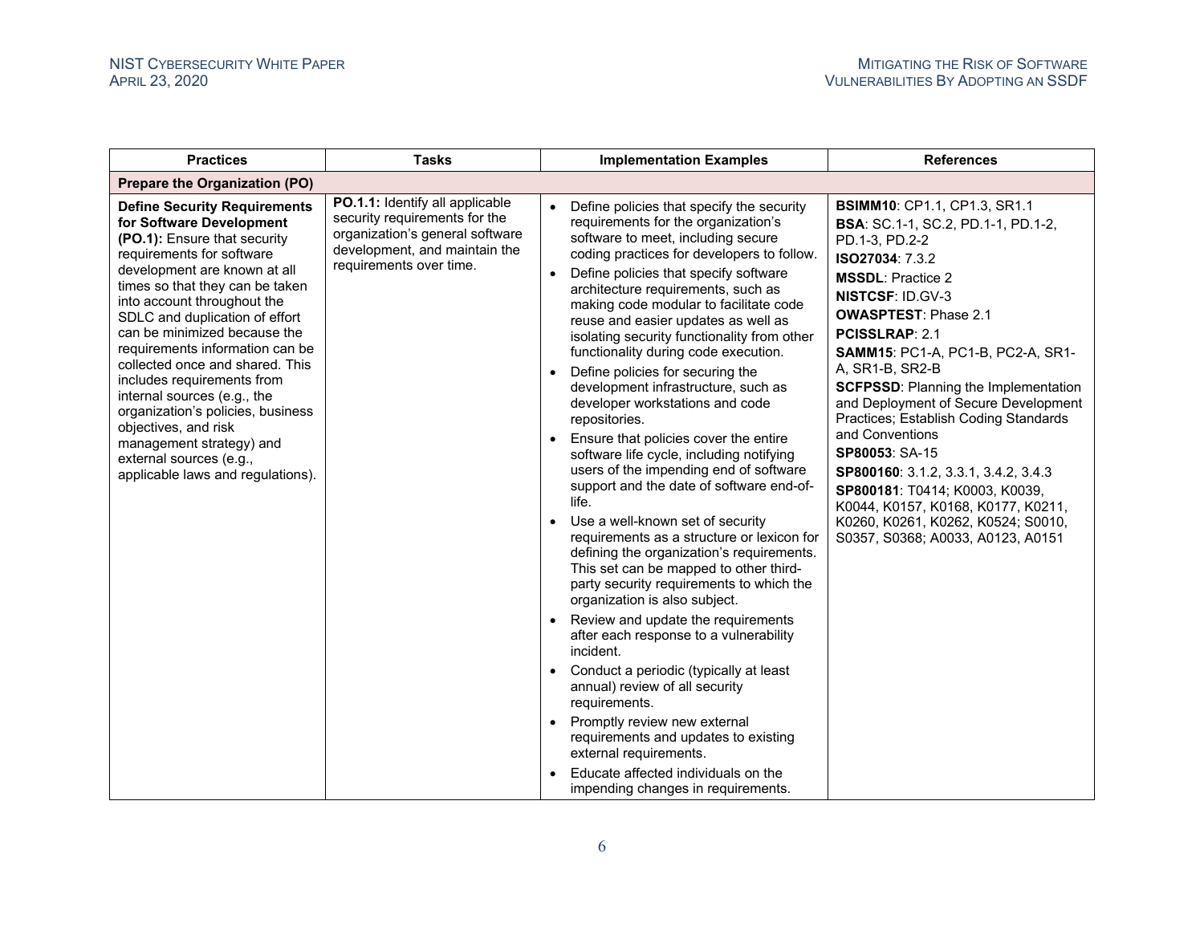| Practices | Tasks | Implementation Examples | References |
|---|---|---|---|
| **Prepare the Organization (PO)** | | | |
| **Define Security Requirements for Software Development (PO.1):** Ensure that security requirements for software development are known at all times so that they can be taken into account throughout the SDLC and duplication of effort can be minimized because the requirements information can be collected once and shared. This includes requirements from internal sources (e.g., the organization's policies, business objectives, and risk management strategy) and external sources (e.g., applicable laws and regulations). | **PO.1.1:** Identify all applicable security requirements for the organization's general software development, and maintain the requirements over time. | • Define policies that specify the security requirements for the organization's software to meet, including secure coding practices for developers to follow.<br>• Define policies that specify software architecture requirements, such as making code modular to facilitate code reuse and easier updates as well as isolating security functionality from other functionality during code execution.<br>• Define policies for securing the development infrastructure, such as developer workstations and code repositories.<br>• Ensure that policies cover the entire software life cycle, including notifying users of the impending end of software support and the date of software end-of-life.<br>• Use a well-known set of security requirements as a structure or lexicon for defining the organization's requirements. This set can be mapped to other third-party security requirements to which the organization is also subject.<br>• Review and update the requirements after each response to a vulnerability incident.<br>• Conduct a periodic (typically at least annual) review of all security requirements.<br>• Promptly review new external requirements and updates to existing external requirements.<br>• Educate affected individuals on the impending changes in requirements. | **BSIMM10**: CP1.1, CP1.3, SR1.1<br>**BSA**: SC.1-1, SC.2, PD.1-1, PD.1-2, PD.1-3, PD.2-2<br>**ISO27034**: 7.3.2<br>**MSSDL**: Practice 2<br>**NISTCSF**: ID.GV-3<br>**OWASPTEST**: Phase 2.1<br>**PCISSLRAP**: 2.1<br>**SAMM15**: PC1-A, PC1-B, PC2-A, SR1-A, SR1-B, SR2-B<br>**SCFPSSD**: Planning the Implementation and Deployment of Secure Development Practices; Establish Coding Standards and Conventions<br>**SP80053**: SA-15<br>**SP800160**: 3.1.2, 3.3.1, 3.4.2, 3.4.3<br>**SP800181**: T0414; K0003, K0039, K0044, K0157, K0168, K0177, K0211, K0260, K0261, K0262, K0524; S0010, S0357, S0368; A0033, A0123, A0151 |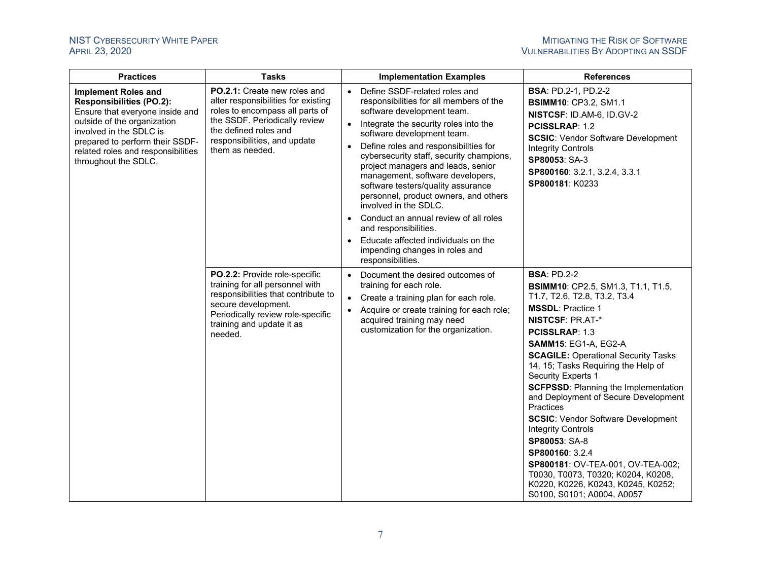| Practices | Tasks | Implementation Examples | References |
|---|---|---|---|
| **Implement Roles and Responsibilities (PO.2):** Ensure that everyone inside and outside of the organization involved in the SDLC is prepared to perform their SSDF-related roles and responsibilities throughout the SDLC. | **PO.2.1:** Create new roles and alter responsibilities for existing roles to encompass all parts of the SSDF. Periodically review the defined roles and responsibilities, and update them as needed. | • Define SSDF-related roles and responsibilities for all members of the software development team.<br>• Integrate the security roles into the software development team.<br>• Define roles and responsibilities for cybersecurity staff, security champions, project managers and leads, senior management, software developers, software testers/quality assurance personnel, product owners, and others involved in the SDLC.<br>• Conduct an annual review of all roles and responsibilities.<br>• Educate affected individuals on the impending changes in roles and responsibilities. | **BSA**: PD.2-1, PD.2-2<br>**BSIMM10**: CP3.2, SM1.1<br>**NISTCSF**: ID.AM-6, ID.GV-2<br>**PCISSLRAP**: 1.2<br>**SCSIC**: Vendor Software Development Integrity Controls<br>**SP80053**: SA-3<br>**SP800160**: 3.2.1, 3.2.4, 3.3.1<br>**SP800181**: K0233 |
| | **PO.2.2:** Provide role-specific training for all personnel with responsibilities that contribute to secure development. Periodically review role-specific training and update it as needed. | • Document the desired outcomes of training for each role.<br>• Create a training plan for each role.<br>• Acquire or create training for each role; acquired training may need customization for the organization. | **BSA**: PD.2-2<br>**BSIMM10**: CP2.5, SM1.3, T1.1, T1.5, T1.7, T2.6, T2.8, T3.2, T3.4<br>**MSSDL**: Practice 1<br>**NISTCSF**: PR.AT-*<br>**PCISSLRAP**: 1.3<br>**SAMM15**: EG1-A, EG2-A<br>**SCAGILE:** Operational Security Tasks 14, 15; Tasks Requiring the Help of Security Experts 1<br>**SCFPSSD**: Planning the Implementation and Deployment of Secure Development Practices<br>**SCSIC**: Vendor Software Development Integrity Controls<br>**SP80053**: SA-8<br>**SP800160**: 3.2.4<br>**SP800181**: OV-TEA-001, OV-TEA-002; T0030, T0073, T0320; K0204, K0208, K0220, K0226, K0243, K0245, K0252; S0100, S0101; A0004, A0057 |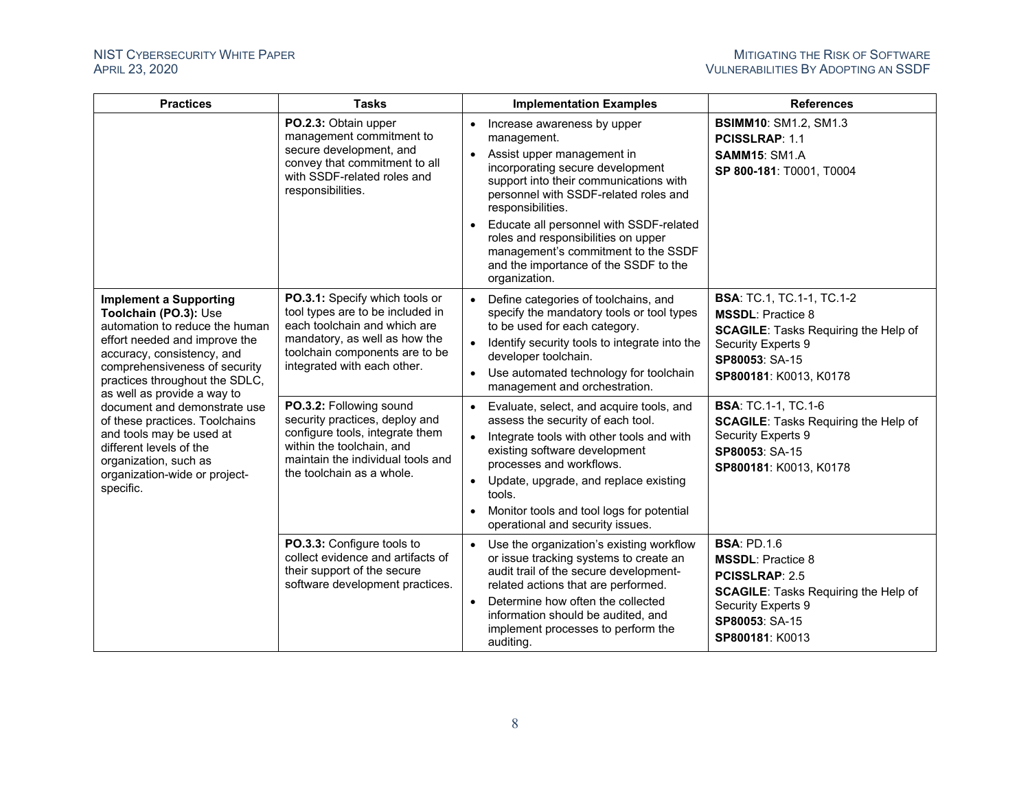| Practices | Tasks | Implementation Examples | References |
|---|---|---|---|
| | **PO.2.3:** Obtain upper management commitment to secure development, and convey that commitment to all with SSDF-related roles and responsibilities. | • Increase awareness by upper management.<br>• Assist upper management in incorporating secure development support into their communications with personnel with SSDF-related roles and responsibilities.<br>• Educate all personnel with SSDF-related roles and responsibilities on upper management's commitment to the SSDF and the importance of the SSDF to the organization. | **BSIMM10**: SM1.2, SM1.3<br>**PCISSLRAP**: 1.1<br>**SAMM15**: SM1.A<br>**SP 800-181**: T0001, T0004 |
| **Implement a Supporting Toolchain (PO.3):** Use automation to reduce the human effort needed and improve the accuracy, consistency, and comprehensiveness of security practices throughout the SDLC, as well as provide a way to document and demonstrate use of these practices. Toolchains and tools may be used at different levels of the organization, such as organization-wide or project-specific. | **PO.3.1:** Specify which tools or tool types are to be included in each toolchain and which are mandatory, as well as how the toolchain components are to be integrated with each other. | • Define categories of toolchains, and specify the mandatory tools or tool types to be used for each category.<br>• Identify security tools to integrate into the developer toolchain.<br>• Use automated technology for toolchain management and orchestration. | **BSA**: TC.1, TC.1-1, TC.1-2<br>**MSSDL**: Practice 8<br>**SCAGILE**: Tasks Requiring the Help of Security Experts 9<br>**SP80053**: SA-15<br>**SP800181**: K0013, K0178 |
| | **PO.3.2:** Following sound security practices, deploy and configure tools, integrate them within the toolchain, and maintain the individual tools and the toolchain as a whole. | • Evaluate, select, and acquire tools, and assess the security of each tool.<br>• Integrate tools with other tools and with existing software development processes and workflows.<br>• Update, upgrade, and replace existing tools.<br>• Monitor tools and tool logs for potential operational and security issues. | **BSA**: TC.1-1, TC.1-6<br>**SCAGILE**: Tasks Requiring the Help of Security Experts 9<br>**SP80053**: SA-15<br>**SP800181**: K0013, K0178 |
| | **PO.3.3:** Configure tools to collect evidence and artifacts of their support of the secure software development practices. | • Use the organization's existing workflow or issue tracking systems to create an audit trail of the secure development-related actions that are performed.<br>• Determine how often the collected information should be audited, and implement processes to perform the auditing. | **BSA**: PD.1.6<br>**MSSDL**: Practice 8<br>**PCISSLRAP**: 2.5<br>**SCAGILE**: Tasks Requiring the Help of Security Experts 9<br>**SP80053**: SA-15<br>**SP800181**: K0013 |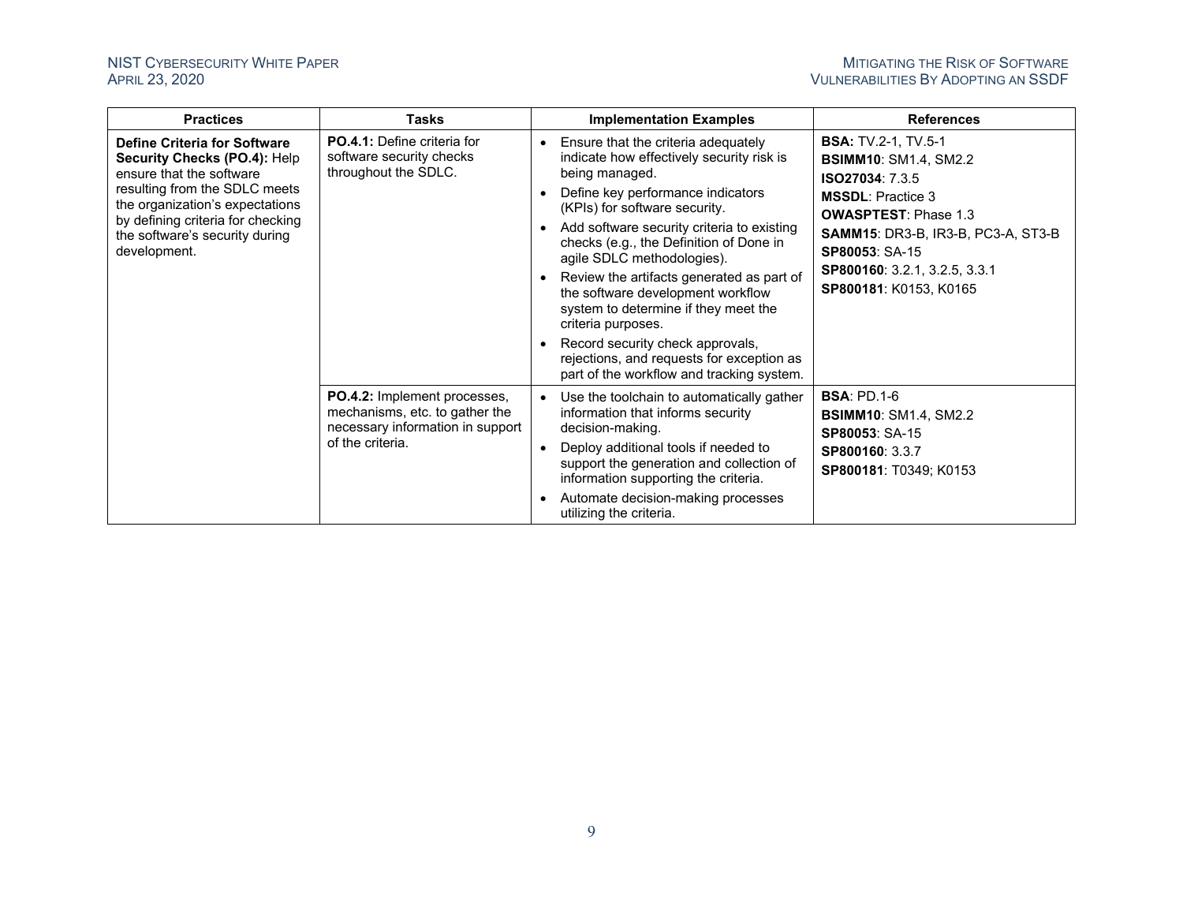| Practices | Tasks | Implementation Examples | References |
|---|---|---|---|
| **Define Criteria for Software Security Checks (PO.4):** Help ensure that the software resulting from the SDLC meets the organization's expectations by defining criteria for checking the software's security during development. | **PO.4.1:** Define criteria for software security checks throughout the SDLC. | • Ensure that the criteria adequately indicate how effectively security risk is being managed.<br>• Define key performance indicators (KPIs) for software security.<br>• Add software security criteria to existing checks (e.g., the Definition of Done in agile SDLC methodologies).<br>• Review the artifacts generated as part of the software development workflow system to determine if they meet the criteria purposes.<br>• Record security check approvals, rejections, and requests for exception as part of the workflow and tracking system. | **BSA:** TV.2-1, TV.5-1<br>**BSIMM10**: SM1.4, SM2.2<br>**ISO27034**: 7.3.5<br>**MSSDL**: Practice 3<br>**OWASPTEST**: Phase 1.3<br>**SAMM15**: DR3-B, IR3-B, PC3-A, ST3-B<br>**SP80053**: SA-15<br>**SP800160**: 3.2.1, 3.2.5, 3.3.1<br>**SP800181**: K0153, K0165 |
| | **PO.4.2:** Implement processes, mechanisms, etc. to gather the necessary information in support of the criteria. | • Use the toolchain to automatically gather information that informs security decision-making.<br>• Deploy additional tools if needed to support the generation and collection of information supporting the criteria.<br>• Automate decision-making processes utilizing the criteria. | **BSA**: PD.1-6<br>**BSIMM10**: SM1.4, SM2.2<br>**SP80053**: SA-15<br>**SP800160**: 3.3.7<br>**SP800181**: T0349; K0153 |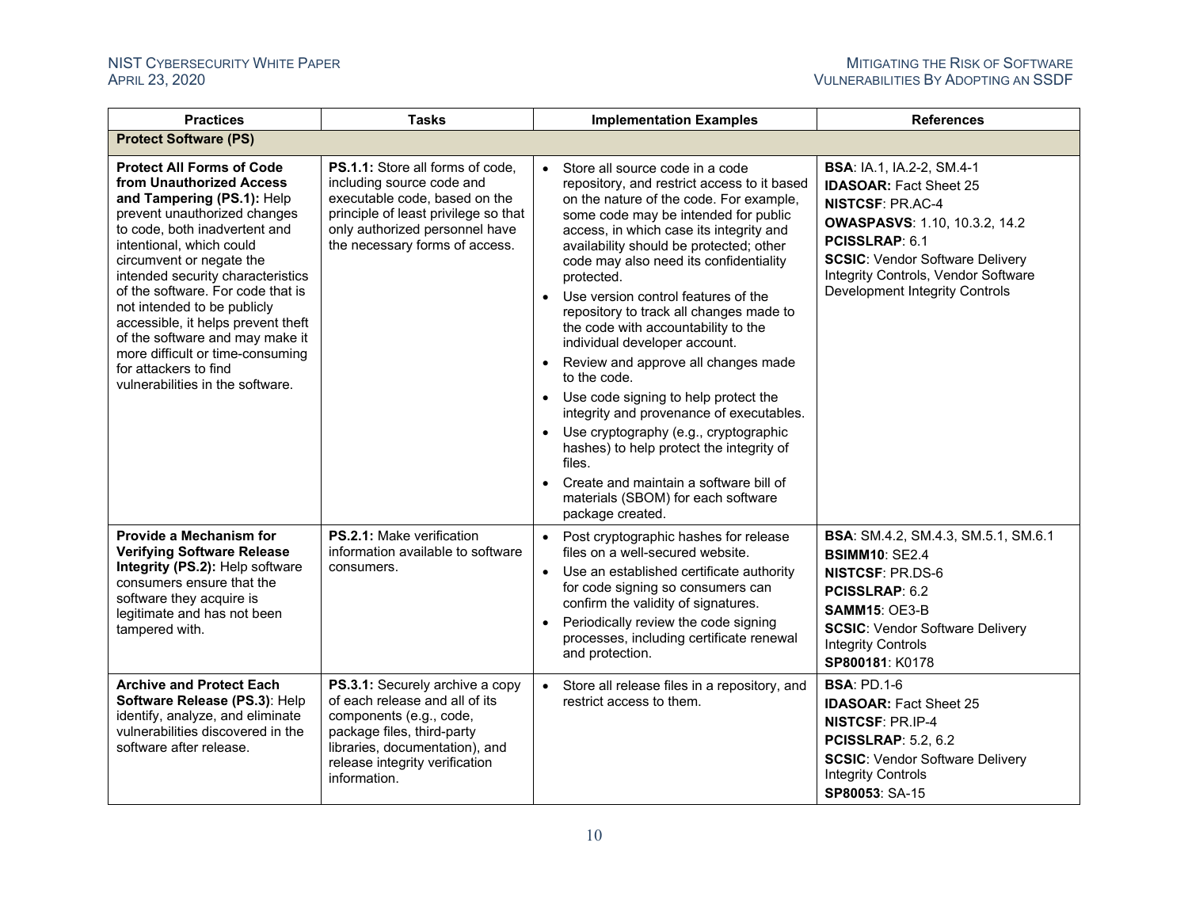| Practices | Tasks | Implementation Examples | References |
|---|---|---|---|
| **Protect Software (PS)** | | | |
| **Protect All Forms of Code from Unauthorized Access and Tampering (PS.1):** Help prevent unauthorized changes to code, both inadvertent and intentional, which could circumvent or negate the intended security characteristics of the software. For code that is not intended to be publicly accessible, it helps prevent theft of the software and may make it more difficult or time-consuming for attackers to find vulnerabilities in the software. | **PS.1.1:** Store all forms of code, including source code and executable code, based on the principle of least privilege so that only authorized personnel have the necessary forms of access. | • Store all source code in a code repository, and restrict access to it based on the nature of the code. For example, some code may be intended for public access, in which case its integrity and availability should be protected; other code may also need its confidentiality protected.<br>• Use version control features of the repository to track all changes made to the code with accountability to the individual developer account.<br>• Review and approve all changes made to the code.<br>• Use code signing to help protect the integrity and provenance of executables.<br>• Use cryptography (e.g., cryptographic hashes) to help protect the integrity of files.<br>• Create and maintain a software bill of materials (SBOM) for each software package created. | **BSA**: IA.1, IA.2-2, SM.4-1<br>**IDASOAR:** Fact Sheet 25<br>**NISTCSF**: PR.AC-4<br>**OWASPASVS**: 1.10, 10.3.2, 14.2<br>**PCISSLRAP**: 6.1<br>**SCSIC**: Vendor Software Delivery Integrity Controls, Vendor Software Development Integrity Controls |
| **Provide a Mechanism for Verifying Software Release Integrity (PS.2):** Help software consumers ensure that the software they acquire is legitimate and has not been tampered with. | **PS.2.1:** Make verification information available to software consumers. | • Post cryptographic hashes for release files on a well-secured website.<br>• Use an established certificate authority for code signing so consumers can confirm the validity of signatures.<br>• Periodically review the code signing processes, including certificate renewal and protection. | **BSA**: SM.4.2, SM.4.3, SM.5.1, SM.6.1<br>**BSIMM10**: SE2.4<br>**NISTCSF**: PR.DS-6<br>**PCISSLRAP**: 6.2<br>**SAMM15**: OE3-B<br>**SCSIC**: Vendor Software Delivery Integrity Controls<br>**SP800181**: K0178 |
| **Archive and Protect Each Software Release (PS.3)**: Help identify, analyze, and eliminate vulnerabilities discovered in the software after release. | **PS.3.1:** Securely archive a copy of each release and all of its components (e.g., code, package files, third-party libraries, documentation), and release integrity verification information. | • Store all release files in a repository, and restrict access to them. | **BSA**: PD.1-6<br>**IDASOAR:** Fact Sheet 25<br>**NISTCSF**: PR.IP-4<br>**PCISSLRAP**: 5.2, 6.2<br>**SCSIC**: Vendor Software Delivery Integrity Controls<br>**SP80053**: SA-15 |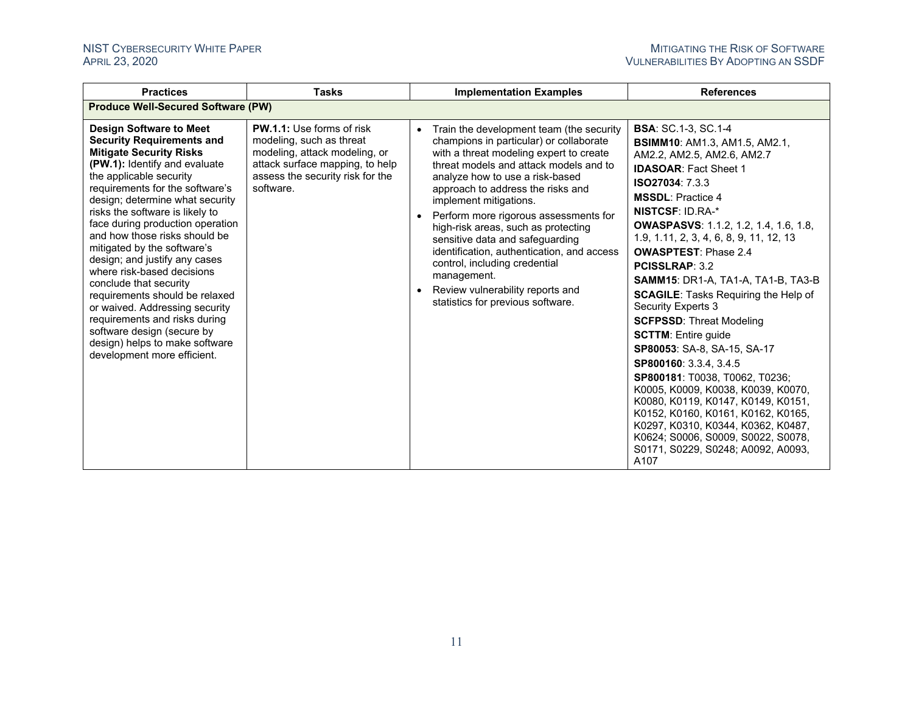| Practices | Tasks | Implementation Examples | References |
|---|---|---|---|
| **Produce Well-Secured Software (PW)** | | | |
| **Design Software to Meet Security Requirements and Mitigate Security Risks (PW.1):** Identify and evaluate the applicable security requirements for the software's design; determine what security risks the software is likely to face during production operation and how those risks should be mitigated by the software's design; and justify any cases where risk-based decisions conclude that security requirements should be relaxed or waived. Addressing security requirements and risks during software design (secure by design) helps to make software development more efficient. | **PW.1.1:** Use forms of risk modeling, such as threat modeling, attack modeling, or attack surface mapping, to help assess the security risk for the software. | • Train the development team (the security champions in particular) or collaborate with a threat modeling expert to create threat models and attack models and to analyze how to use a risk-based approach to address the risks and implement mitigations.<br>• Perform more rigorous assessments for high-risk areas, such as protecting sensitive data and safeguarding identification, authentication, and access control, including credential management.<br>• Review vulnerability reports and statistics for previous software. | **BSA**: SC.1-3, SC.1-4<br>**BSIMM10**: AM1.3, AM1.5, AM2.1, AM2.2, AM2.5, AM2.6, AM2.7<br>**IDASOAR**: Fact Sheet 1<br>**ISO27034**: 7.3.3<br>**MSSDL**: Practice 4<br>**NISTCSF**: ID.RA-*<br>**OWASPASVS**: 1.1.2, 1.2, 1.4, 1.6, 1.8, 1.9, 1.11, 2, 3, 4, 6, 8, 9, 11, 12, 13<br>**OWASPTEST**: Phase 2.4<br>**PCISSLRAP**: 3.2<br>**SAMM15**: DR1-A, TA1-A, TA1-B, TA3-B<br>**SCAGILE**: Tasks Requiring the Help of Security Experts 3<br>**SCFPSSD**: Threat Modeling<br>**SCTTM**: Entire guide<br>**SP80053**: SA-8, SA-15, SA-17<br>**SP800160**: 3.3.4, 3.4.5<br>**SP800181**: T0038, T0062, T0236; K0005, K0009, K0038, K0039, K0070, K0080, K0119, K0147, K0149, K0151, K0152, K0160, K0161, K0162, K0165, K0297, K0310, K0344, K0362, K0487, K0624; S0006, S0009, S0022, S0078, S0171, S0229, S0248; A0092, A0093, A107 |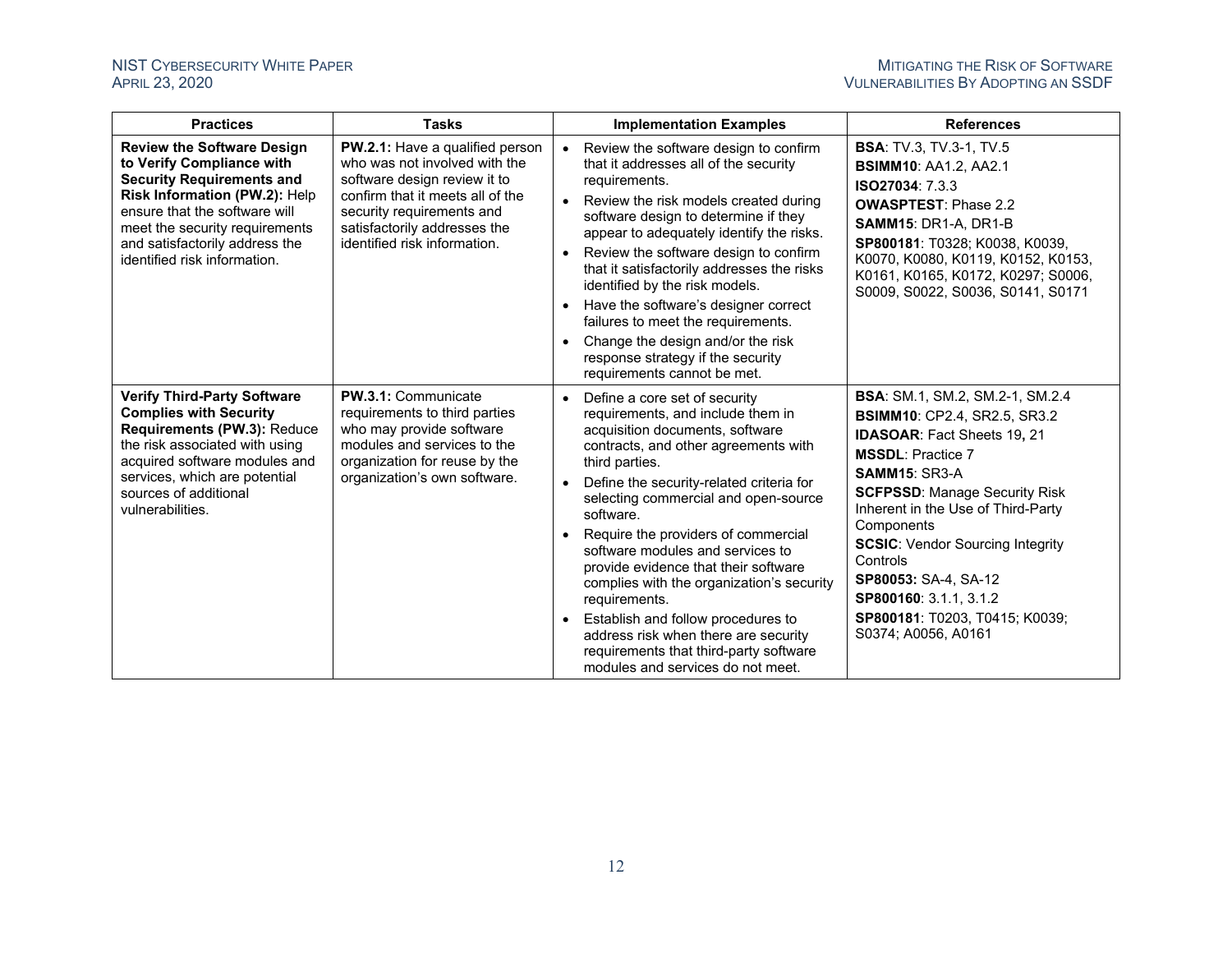| Practices | Tasks | Implementation Examples | References |
|---|---|---|---|
| **Review the Software Design to Verify Compliance with Security Requirements and Risk Information (PW.2):** Help ensure that the software will meet the security requirements and satisfactorily address the identified risk information. | **PW.2.1:** Have a qualified person who was not involved with the software design review it to confirm that it meets all of the security requirements and satisfactorily addresses the identified risk information. | • Review the software design to confirm that it addresses all of the security requirements.<br>• Review the risk models created during software design to determine if they appear to adequately identify the risks.<br>• Review the software design to confirm that it satisfactorily addresses the risks identified by the risk models.<br>• Have the software's designer correct failures to meet the requirements.<br>• Change the design and/or the risk response strategy if the security requirements cannot be met. | **BSA**: TV.3, TV.3-1, TV.5<br>**BSIMM10**: AA1.2, AA2.1<br>**ISO27034**: 7.3.3<br>**OWASPTEST**: Phase 2.2<br>**SAMM15**: DR1-A, DR1-B<br>**SP800181**: T0328; K0038, K0039, K0070, K0080, K0119, K0152, K0153, K0161, K0165, K0172, K0297; S0006, S0009, S0022, S0036, S0141, S0171 |
| **Verify Third-Party Software Complies with Security Requirements (PW.3):** Reduce the risk associated with using acquired software modules and services, which are potential sources of additional vulnerabilities. | **PW.3.1:** Communicate requirements to third parties who may provide software modules and services to the organization for reuse by the organization's own software. | • Define a core set of security requirements, and include them in acquisition documents, software contracts, and other agreements with third parties.<br>• Define the security-related criteria for selecting commercial and open-source software.<br>• Require the providers of commercial software modules and services to provide evidence that their software complies with the organization's security requirements.<br>• Establish and follow procedures to address risk when there are security requirements that third-party software modules and services do not meet. | **BSA**: SM.1, SM.2, SM.2-1, SM.2.4<br>**BSIMM10**: CP2.4, SR2.5, SR3.2<br>**IDASOAR**: Fact Sheets 19**,** 21<br>**MSSDL**: Practice 7<br>**SAMM15**: SR3-A<br>**SCFPSSD**: Manage Security Risk Inherent in the Use of Third-Party Components<br>**SCSIC**: Vendor Sourcing Integrity Controls<br>**SP80053:** SA-4, SA-12<br>**SP800160**: 3.1.1, 3.1.2<br>**SP800181**: T0203, T0415; K0039; S0374; A0056, A0161 |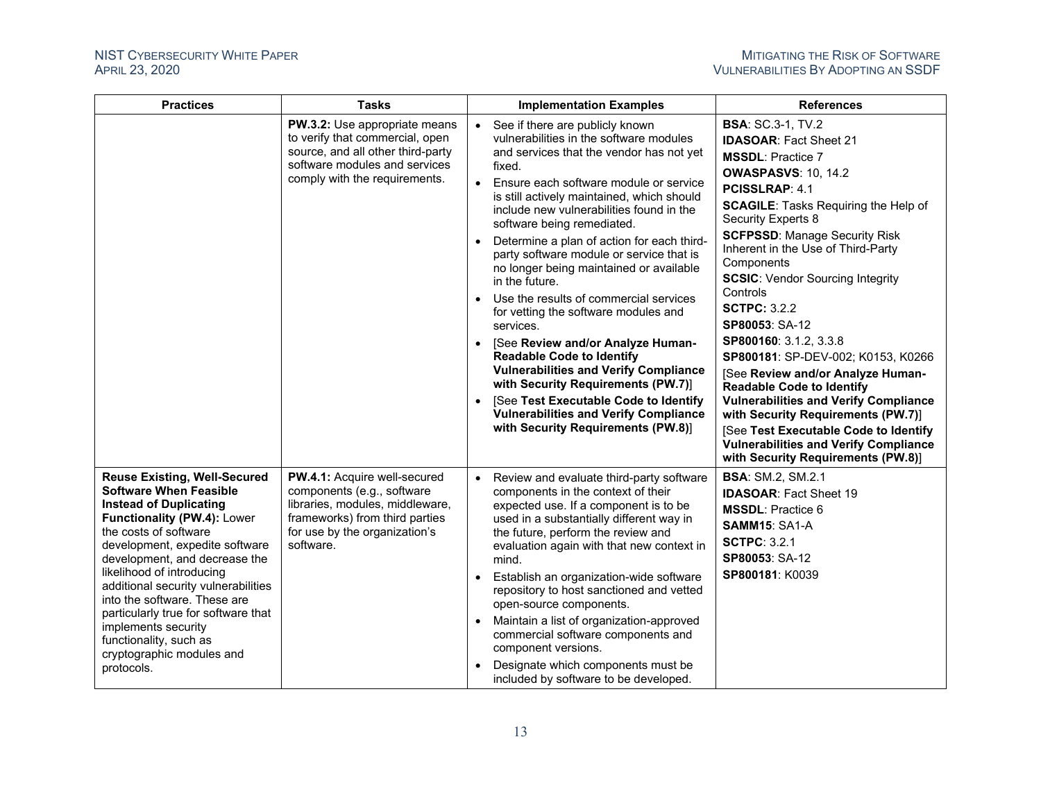| Practices | Tasks | Implementation Examples | References |
|---|---|---|---|
| | **PW.3.2:** Use appropriate means to verify that commercial, open source, and all other third-party software modules and services comply with the requirements. | • See if there are publicly known vulnerabilities in the software modules and services that the vendor has not yet fixed.<br>• Ensure each software module or service is still actively maintained, which should include new vulnerabilities found in the software being remediated.<br>• Determine a plan of action for each third-party software module or service that is no longer being maintained or available in the future.<br>• Use the results of commercial services for vetting the software modules and services.<br>• [See **Review and/or Analyze Human-Readable Code to Identify Vulnerabilities and Verify Compliance with Security Requirements (PW.7)**]<br>• [See **Test Executable Code to Identify Vulnerabilities and Verify Compliance with Security Requirements (PW.8)**] | **BSA**: SC.3-1, TV.2<br>**IDASOAR**: Fact Sheet 21<br>**MSSDL**: Practice 7<br>**OWASPASVS**: 10, 14.2<br>**PCISSLRAP**: 4.1<br>**SCAGILE**: Tasks Requiring the Help of Security Experts 8<br>**SCFPSSD**: Manage Security Risk Inherent in the Use of Third-Party Components<br>**SCSIC**: Vendor Sourcing Integrity Controls<br>**SCTPC:** 3.2.2<br>**SP80053**: SA-12<br>**SP800160**: 3.1.2, 3.3.8<br>**SP800181**: SP-DEV-002; K0153, K0266<br>[See **Review and/or Analyze Human-Readable Code to Identify Vulnerabilities and Verify Compliance with Security Requirements (PW.7)**]<br>[See **Test Executable Code to Identify Vulnerabilities and Verify Compliance with Security Requirements (PW.8)**] |
| **Reuse Existing, Well-Secured Software When Feasible Instead of Duplicating Functionality (PW.4):** Lower the costs of software development, expedite software development, and decrease the likelihood of introducing additional security vulnerabilities into the software. These are particularly true for software that implements security functionality, such as cryptographic modules and protocols. | **PW.4.1:** Acquire well-secured components (e.g., software libraries, modules, middleware, frameworks) from third parties for use by the organization's software. | • Review and evaluate third-party software components in the context of their expected use. If a component is to be used in a substantially different way in the future, perform the review and evaluation again with that new context in mind.<br>• Establish an organization-wide software repository to host sanctioned and vetted open-source components.<br>• Maintain a list of organization-approved commercial software components and component versions.<br>• Designate which components must be included by software to be developed. | **BSA**: SM.2, SM.2.1<br>**IDASOAR**: Fact Sheet 19<br>**MSSDL**: Practice 6<br>**SAMM15**: SA1-A<br>**SCTPC**: 3.2.1<br>**SP80053**: SA-12<br>**SP800181**: K0039 |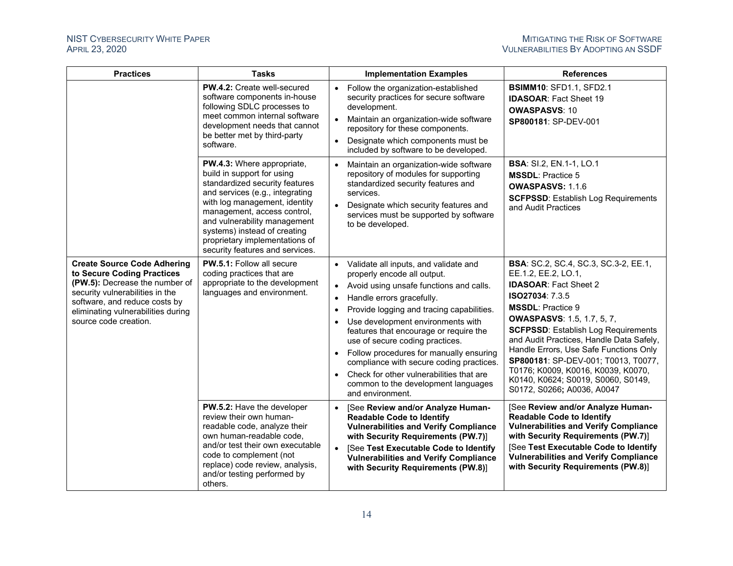| Practices | Tasks | Implementation Examples | References |
|---|---|---|---|
| | **PW.4.2:** Create well-secured software components in-house following SDLC processes to meet common internal software development needs that cannot be better met by third-party software. | • Follow the organization-established security practices for secure software development.<br>• Maintain an organization-wide software repository for these components.<br>• Designate which components must be included by software to be developed. | **BSIMM10**: SFD1.1, SFD2.1<br>**IDASOAR**: Fact Sheet 19<br>**OWASPASVS**: 10<br>**SP800181**: SP-DEV-001 |
| | **PW.4.3:** Where appropriate, build in support for using standardized security features and services (e.g., integrating with log management, identity management, access control, and vulnerability management systems) instead of creating proprietary implementations of security features and services. | • Maintain an organization-wide software repository of modules for supporting standardized security features and services.<br>• Designate which security features and services must be supported by software to be developed. | **BSA**: SI.2, EN.1-1, LO.1<br>**MSSDL**: Practice 5<br>**OWASPASVS:** 1.1.6<br>**SCFPSSD**: Establish Log Requirements and Audit Practices |
| **Create Source Code Adhering to Secure Coding Practices (PW.5):** Decrease the number of security vulnerabilities in the software, and reduce costs by eliminating vulnerabilities during source code creation. | **PW.5.1:** Follow all secure coding practices that are appropriate to the development languages and environment. | • Validate all inputs, and validate and properly encode all output.<br>• Avoid using unsafe functions and calls.<br>• Handle errors gracefully.<br>• Provide logging and tracing capabilities.<br>• Use development environments with features that encourage or require the use of secure coding practices.<br>• Follow procedures for manually ensuring compliance with secure coding practices.<br>• Check for other vulnerabilities that are common to the development languages and environment. | **BSA**: SC.2, SC.4, SC.3, SC.3-2, EE.1, EE.1.2, EE.2, LO.1,<br>**IDASOAR**: Fact Sheet 2<br>**ISO27034**: 7.3.5<br>**MSSDL**: Practice 9<br>**OWASPASVS**: 1.5, 1.7, 5, 7,<br>**SCFPSSD**: Establish Log Requirements and Audit Practices, Handle Data Safely, Handle Errors, Use Safe Functions Only<br>**SP800181**: SP-DEV-001; T0013, T0077, T0176; K0009, K0016, K0039, K0070, K0140, K0624; S0019, S0060, S0149, S0172, S0266**;** A0036, A0047 |
| | **PW.5.2:** Have the developer review their own human-readable code, analyze their own human-readable code, and/or test their own executable code to complement (not replace) code review, analysis, and/or testing performed by others. | • [See **Review and/or Analyze Human-Readable Code to Identify Vulnerabilities and Verify Compliance with Security Requirements (PW.7)**]<br>• [See **Test Executable Code to Identify Vulnerabilities and Verify Compliance with Security Requirements (PW.8)**] | [See **Review and/or Analyze Human-Readable Code to Identify Vulnerabilities and Verify Compliance with Security Requirements (PW.7)**]<br>[See **Test Executable Code to Identify Vulnerabilities and Verify Compliance with Security Requirements (PW.8)**] |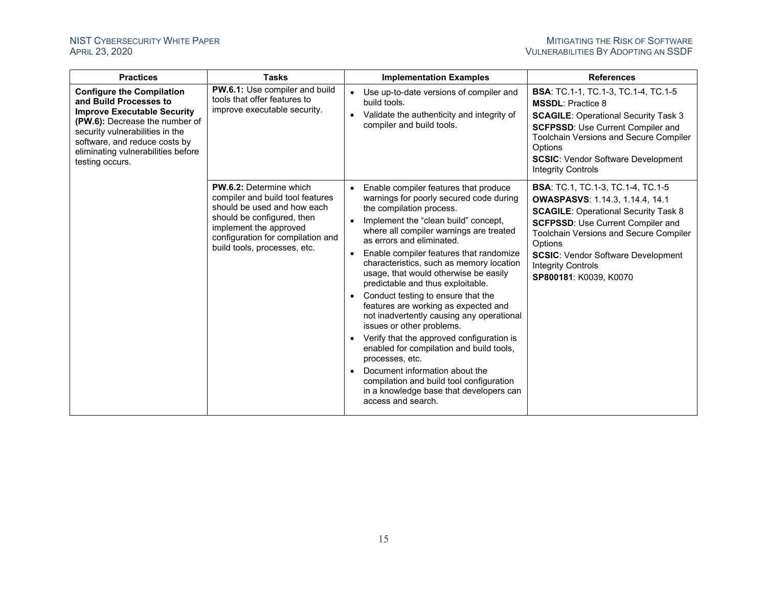| Practices | Tasks | Implementation Examples | References |
|---|---|---|---|
| **Configure the Compilation and Build Processes to Improve Executable Security (PW.6):** Decrease the number of security vulnerabilities in the software, and reduce costs by eliminating vulnerabilities before testing occurs. | **PW.6.1:** Use compiler and build tools that offer features to improve executable security. | • Use up-to-date versions of compiler and build tools.<br>• Validate the authenticity and integrity of compiler and build tools. | **BSA**: TC.1-1, TC.1-3, TC.1-4, TC.1-5<br>**MSSDL**: Practice 8<br>**SCAGILE**: Operational Security Task 3<br>**SCFPSSD**: Use Current Compiler and Toolchain Versions and Secure Compiler Options<br>**SCSIC**: Vendor Software Development Integrity Controls |
| | **PW.6.2:** Determine which compiler and build tool features should be used and how each should be configured, then implement the approved configuration for compilation and build tools, processes, etc. | • Enable compiler features that produce warnings for poorly secured code during the compilation process.<br>• Implement the "clean build" concept, where all compiler warnings are treated as errors and eliminated.<br>• Enable compiler features that randomize characteristics, such as memory location usage, that would otherwise be easily predictable and thus exploitable.<br>• Conduct testing to ensure that the features are working as expected and not inadvertently causing any operational issues or other problems.<br>• Verify that the approved configuration is enabled for compilation and build tools, processes, etc.<br>• Document information about the compilation and build tool configuration in a knowledge base that developers can access and search. | **BSA**: TC.1, TC.1-3, TC.1-4, TC.1-5<br>**OWASPASVS**: 1.14.3, 1.14.4, 14.1<br>**SCAGILE**: Operational Security Task 8<br>**SCFPSSD**: Use Current Compiler and Toolchain Versions and Secure Compiler Options<br>**SCSIC**: Vendor Software Development Integrity Controls<br>**SP800181**: K0039, K0070 |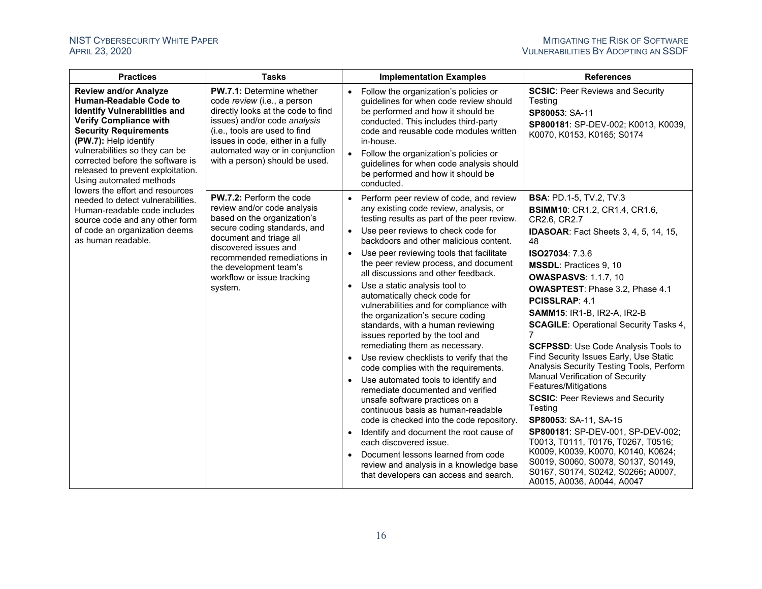| Practices | Tasks | Implementation Examples | References |
|---|---|---|---|
| **Review and/or Analyze Human-Readable Code to Identify Vulnerabilities and Verify Compliance with Security Requirements (PW.7):** Help identify vulnerabilities so they can be corrected before the software is released to prevent exploitation. Using automated methods lowers the effort and resources needed to detect vulnerabilities. Human-readable code includes source code and any other form of code an organization deems as human readable. | **PW.7.1:** Determine whether code *review* (i.e., a person directly looks at the code to find issues) and/or code *analysis* (i.e., tools are used to find issues in code, either in a fully automated way or in conjunction with a person) should be used. | • Follow the organization's policies or guidelines for when code review should be performed and how it should be conducted. This includes third-party code and reusable code modules written in-house.<br>• Follow the organization's policies or guidelines for when code analysis should be performed and how it should be conducted. | **SCSIC**: Peer Reviews and Security Testing<br>**SP80053**: SA-11<br>**SP800181**: SP-DEV-002; K0013, K0039, K0070, K0153, K0165; S0174 |
| | **PW.7.2:** Perform the code review and/or code analysis based on the organization's secure coding standards, and document and triage all discovered issues and recommended remediations in the development team's workflow or issue tracking system. | • Perform peer review of code, and review any existing code review, analysis, or testing results as part of the peer review.<br>• Use peer reviews to check code for backdoors and other malicious content.<br>• Use peer reviewing tools that facilitate the peer review process, and document all discussions and other feedback.<br>• Use a static analysis tool to automatically check code for vulnerabilities and for compliance with the organization's secure coding standards, with a human reviewing issues reported by the tool and remediating them as necessary.<br>• Use review checklists to verify that the code complies with the requirements.<br>• Use automated tools to identify and remediate documented and verified unsafe software practices on a continuous basis as human-readable code is checked into the code repository.<br>• Identify and document the root cause of each discovered issue.<br>• Document lessons learned from code review and analysis in a knowledge base that developers can access and search. | **BSA**: PD.1-5, TV.2, TV.3<br>**BSIMM10**: CR1.2, CR1.4, CR1.6, CR2.6, CR2.7<br>**IDASOAR**: Fact Sheets 3, 4, 5, 14, 15, 48<br>**ISO27034**: 7.3.6<br>**MSSDL**: Practices 9, 10<br>**OWASPASVS**: 1.1.7, 10<br>**OWASPTEST**: Phase 3.2, Phase 4.1<br>**PCISSLRAP**: 4.1<br>**SAMM15**: IR1-B, IR2-A, IR2-B<br>**SCAGILE**: Operational Security Tasks 4, 7<br>**SCFPSSD**: Use Code Analysis Tools to Find Security Issues Early, Use Static Analysis Security Testing Tools, Perform Manual Verification of Security Features/Mitigations<br>**SCSIC**: Peer Reviews and Security Testing<br>**SP80053**: SA-11, SA-15<br>**SP800181**: SP-DEV-001, SP-DEV-002; T0013, T0111, T0176, T0267, T0516; K0009, K0039, K0070, K0140, K0624; S0019, S0060, S0078, S0137, S0149, S0167, S0174, S0242, S0266; A0007, A0015, A0036, A0044, A0047 |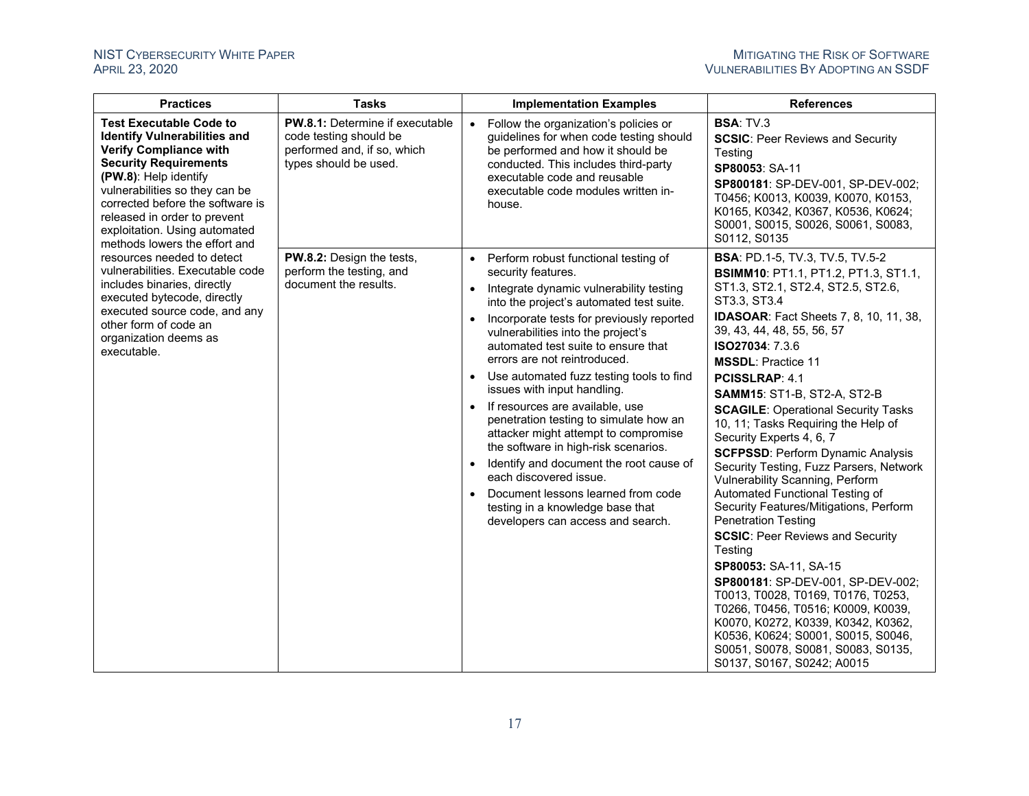| Practices | Tasks | Implementation Examples | References |
|---|---|---|---|
| **Test Executable Code to Identify Vulnerabilities and Verify Compliance with Security Requirements (PW.8)**: Help identify vulnerabilities so they can be corrected before the software is released in order to prevent exploitation. Using automated methods lowers the effort and resources needed to detect vulnerabilities. Executable code includes binaries, directly executed bytecode, directly executed source code, and any other form of code an organization deems as executable. | **PW.8.1:** Determine if executable code testing should be performed and, if so, which types should be used. | • Follow the organization's policies or guidelines for when code testing should be performed and how it should be conducted. This includes third-party executable code and reusable executable code modules written in-house. | **BSA**: TV.3<br>**SCSIC**: Peer Reviews and Security Testing<br>**SP80053**: SA-11<br>**SP800181**: SP-DEV-001, SP-DEV-002; T0456; K0013, K0039, K0070, K0153, K0165, K0342, K0367, K0536, K0624; S0001, S0015, S0026, S0061, S0083, S0112, S0135 |
| | **PW.8.2:** Design the tests, perform the testing, and document the results. | • Perform robust functional testing of security features.<br>• Integrate dynamic vulnerability testing into the project's automated test suite.<br>• Incorporate tests for previously reported vulnerabilities into the project's automated test suite to ensure that errors are not reintroduced.<br>• Use automated fuzz testing tools to find issues with input handling.<br>• If resources are available, use penetration testing to simulate how an attacker might attempt to compromise the software in high-risk scenarios.<br>• Identify and document the root cause of each discovered issue.<br>• Document lessons learned from code testing in a knowledge base that developers can access and search. | **BSA**: PD.1-5, TV.3, TV.5, TV.5-2<br>**BSIMM10**: PT1.1, PT1.2, PT1.3, ST1.1, ST1.3, ST2.1, ST2.4, ST2.5, ST2.6, ST3.3, ST3.4<br>**IDASOAR**: Fact Sheets 7, 8, 10, 11, 38, 39, 43, 44, 48, 55, 56, 57<br>**ISO27034**: 7.3.6<br>**MSSDL**: Practice 11<br>**PCISSLRAP**: 4.1<br>**SAMM15**: ST1-B, ST2-A, ST2-B<br>**SCAGILE**: Operational Security Tasks 10, 11; Tasks Requiring the Help of Security Experts 4, 6, 7<br>**SCFPSSD**: Perform Dynamic Analysis Security Testing, Fuzz Parsers, Network Vulnerability Scanning, Perform Automated Functional Testing of Security Features/Mitigations, Perform Penetration Testing<br>**SCSIC**: Peer Reviews and Security Testing<br>**SP80053:** SA-11, SA-15<br>**SP800181**: SP-DEV-001, SP-DEV-002; T0013, T0028, T0169, T0176, T0253, T0266, T0456, T0516; K0009, K0039, K0070, K0272, K0339, K0342, K0362, K0536, K0624; S0001, S0015, S0046, S0051, S0078, S0081, S0083, S0135, S0137, S0167, S0242; A0015 |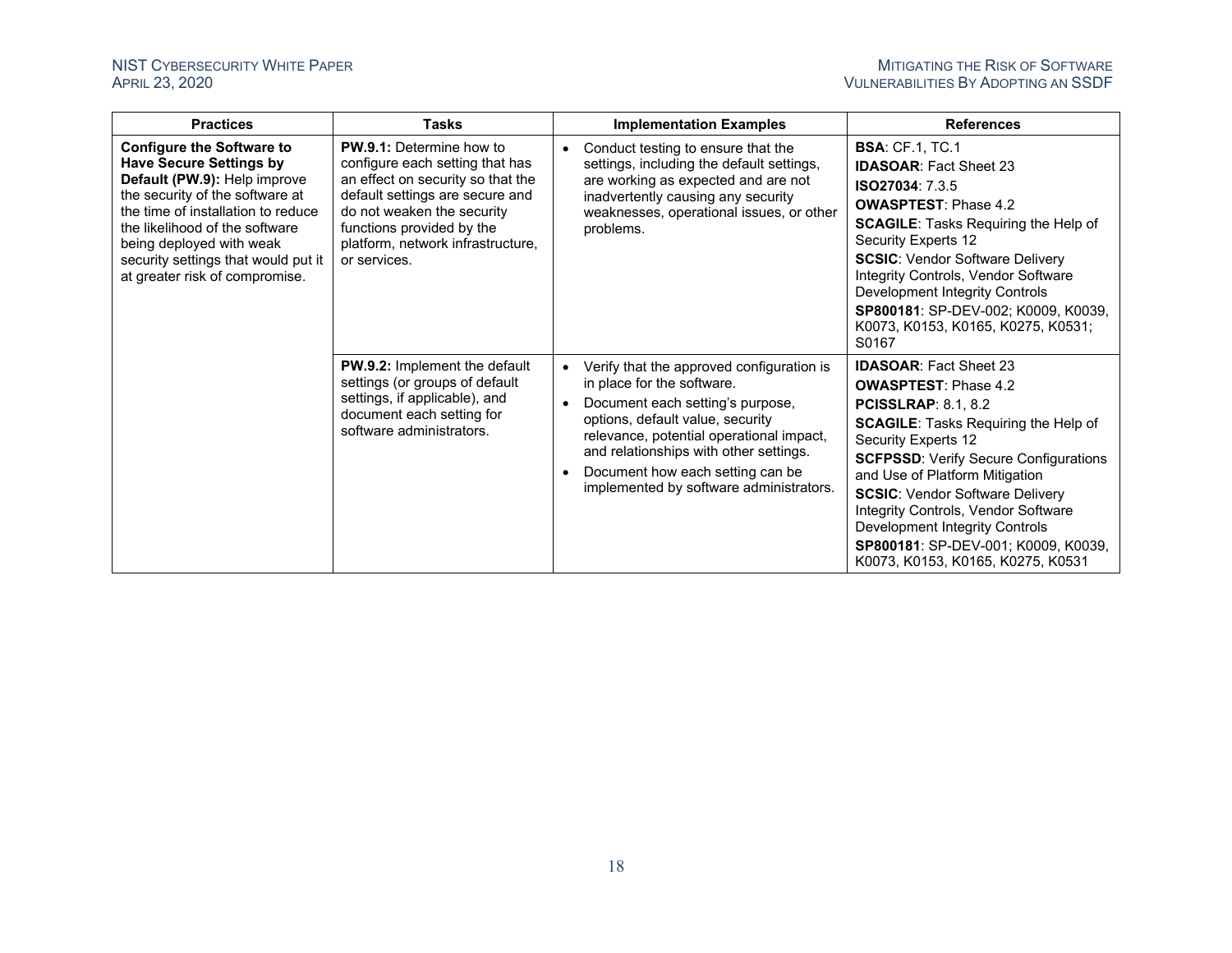| Practices | Tasks | Implementation Examples | References |
|---|---|---|---|
| **Configure the Software to Have Secure Settings by Default (PW.9):** Help improve the security of the software at the time of installation to reduce the likelihood of the software being deployed with weak security settings that would put it at greater risk of compromise. | **PW.9.1:** Determine how to configure each setting that has an effect on security so that the default settings are secure and do not weaken the security functions provided by the platform, network infrastructure, or services. | • Conduct testing to ensure that the settings, including the default settings, are working as expected and are not inadvertently causing any security weaknesses, operational issues, or other problems. | **BSA**: CF.1, TC.1<br>**IDASOAR**: Fact Sheet 23<br>**ISO27034**: 7.3.5<br>**OWASPTEST**: Phase 4.2<br>**SCAGILE**: Tasks Requiring the Help of Security Experts 12<br>**SCSIC**: Vendor Software Delivery Integrity Controls, Vendor Software Development Integrity Controls<br>**SP800181**: SP-DEV-002; K0009, K0039, K0073, K0153, K0165, K0275, K0531; S0167 |
| | **PW.9.2:** Implement the default settings (or groups of default settings, if applicable), and document each setting for software administrators. | • Verify that the approved configuration is in place for the software.<br>• Document each setting's purpose, options, default value, security relevance, potential operational impact, and relationships with other settings.<br>• Document how each setting can be implemented by software administrators. | **IDASOAR**: Fact Sheet 23<br>**OWASPTEST**: Phase 4.2<br>**PCISSLRAP**: 8.1, 8.2<br>**SCAGILE**: Tasks Requiring the Help of Security Experts 12<br>**SCFPSSD**: Verify Secure Configurations and Use of Platform Mitigation<br>**SCSIC**: Vendor Software Delivery Integrity Controls, Vendor Software Development Integrity Controls<br>**SP800181**: SP-DEV-001; K0009, K0039, K0073, K0153, K0165, K0275, K0531 |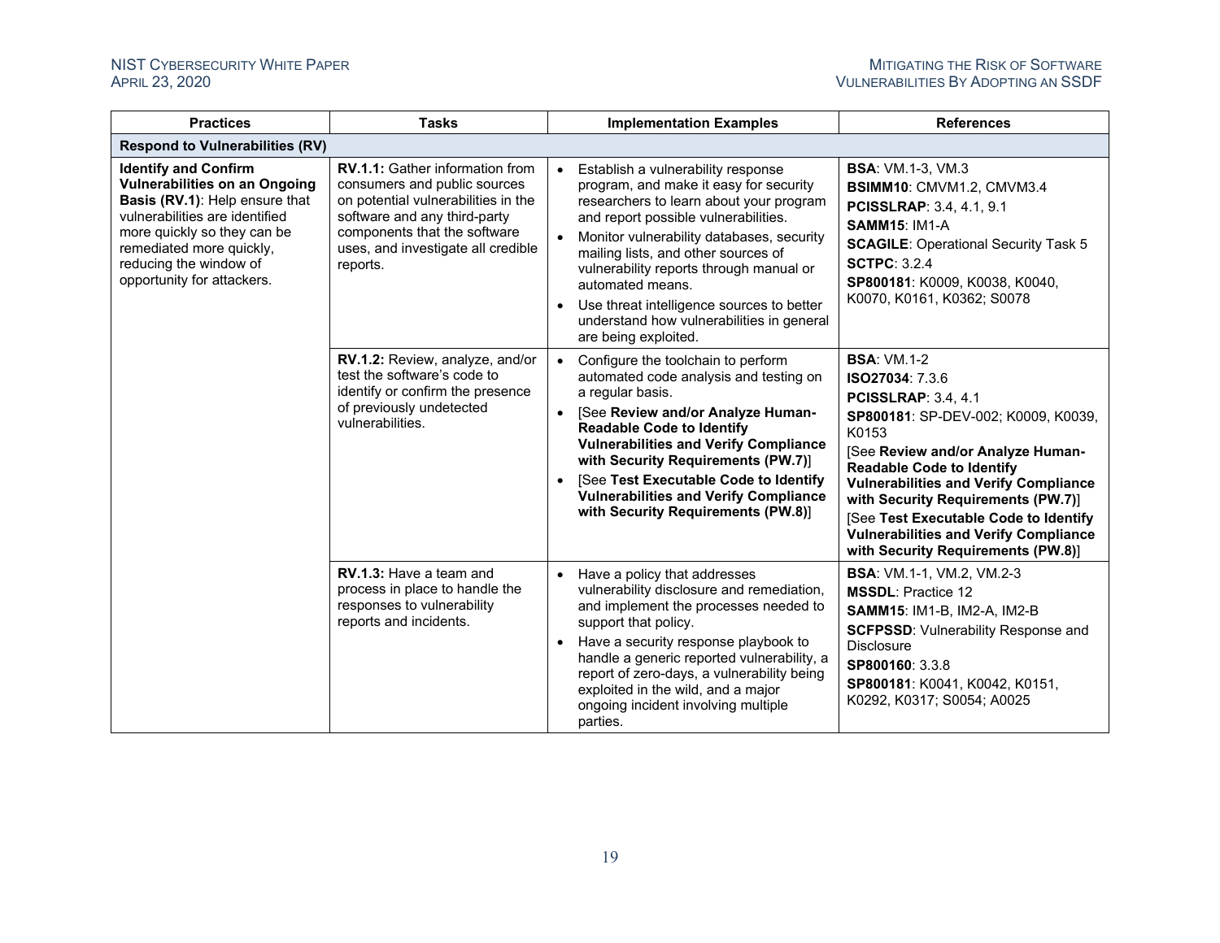| Practices | Tasks | Implementation Examples | References |
|---|---|---|---|
| **Respond to Vulnerabilities (RV)** | | | |
| **Identify and Confirm Vulnerabilities on an Ongoing Basis (RV.1)**: Help ensure that vulnerabilities are identified more quickly so they can be remediated more quickly, reducing the window of opportunity for attackers. | **RV.1.1:** Gather information from consumers and public sources on potential vulnerabilities in the software and any third-party components that the software uses, and investigate all credible reports. | • Establish a vulnerability response program, and make it easy for security researchers to learn about your program and report possible vulnerabilities.<br>• Monitor vulnerability databases, security mailing lists, and other sources of vulnerability reports through manual or automated means.<br>• Use threat intelligence sources to better understand how vulnerabilities in general are being exploited. | **BSA**: VM.1-3, VM.3<br>**BSIMM10**: CMVM1.2, CMVM3.4<br>**PCISSLRAP**: 3.4, 4.1, 9.1<br>**SAMM15**: IM1-A<br>**SCAGILE**: Operational Security Task 5<br>**SCTPC**: 3.2.4<br>**SP800181**: K0009, K0038, K0040, K0070, K0161, K0362; S0078 |
| | **RV.1.2:** Review, analyze, and/or test the software's code to identify or confirm the presence of previously undetected vulnerabilities. | • Configure the toolchain to perform automated code analysis and testing on a regular basis.<br>• [See **Review and/or Analyze Human-Readable Code to Identify Vulnerabilities and Verify Compliance with Security Requirements (PW.7)**]<br>• [See **Test Executable Code to Identify Vulnerabilities and Verify Compliance with Security Requirements (PW.8)**] | **BSA**: VM.1-2<br>**ISO27034**: 7.3.6<br>**PCISSLRAP**: 3.4, 4.1<br>**SP800181**: SP-DEV-002; K0009, K0039, K0153<br>[See **Review and/or Analyze Human-Readable Code to Identify Vulnerabilities and Verify Compliance with Security Requirements (PW.7)**]<br>[See **Test Executable Code to Identify Vulnerabilities and Verify Compliance with Security Requirements (PW.8)**] |
| | **RV.1.3:** Have a team and process in place to handle the responses to vulnerability reports and incidents. | • Have a policy that addresses vulnerability disclosure and remediation, and implement the processes needed to support that policy.<br>• Have a security response playbook to handle a generic reported vulnerability, a report of zero-days, a vulnerability being exploited in the wild, and a major ongoing incident involving multiple parties. | **BSA**: VM.1-1, VM.2, VM.2-3<br>**MSSDL**: Practice 12<br>**SAMM15**: IM1-B, IM2-A, IM2-B<br>**SCFPSSD**: Vulnerability Response and Disclosure<br>**SP800160**: 3.3.8<br>**SP800181**: K0041, K0042, K0151, K0292, K0317; S0054; A0025 |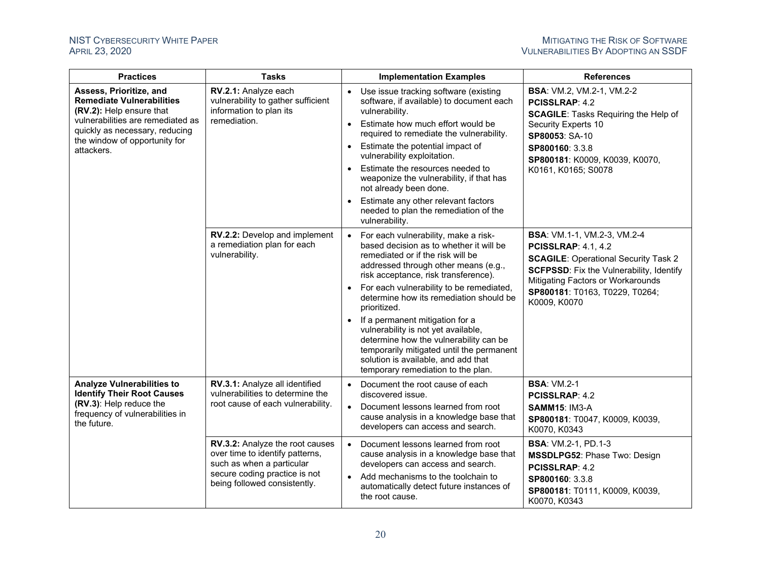| Practices | Tasks | Implementation Examples | References |
|---|---|---|---|
| **Assess, Prioritize, and Remediate Vulnerabilities (RV.2):** Help ensure that vulnerabilities are remediated as quickly as necessary, reducing the window of opportunity for attackers. | **RV.2.1:** Analyze each vulnerability to gather sufficient information to plan its remediation. | • Use issue tracking software (existing software, if available) to document each vulnerability.<br>• Estimate how much effort would be required to remediate the vulnerability.<br>• Estimate the potential impact of vulnerability exploitation.<br>• Estimate the resources needed to weaponize the vulnerability, if that has not already been done.<br>• Estimate any other relevant factors needed to plan the remediation of the vulnerability. | **BSA**: VM.2, VM.2-1, VM.2-2<br>**PCISSLRAP**: 4.2<br>**SCAGILE**: Tasks Requiring the Help of Security Experts 10<br>**SP80053**: SA-10<br>**SP800160**: 3.3.8<br>**SP800181**: K0009, K0039, K0070, K0161, K0165; S0078 |
| | **RV.2.2:** Develop and implement a remediation plan for each vulnerability. | • For each vulnerability, make a risk-based decision as to whether it will be remediated or if the risk will be addressed through other means (e.g., risk acceptance, risk transference).<br>• For each vulnerability to be remediated, determine how its remediation should be prioritized.<br>• If a permanent mitigation for a vulnerability is not yet available, determine how the vulnerability can be temporarily mitigated until the permanent solution is available, and add that temporary remediation to the plan. | **BSA**: VM.1-1, VM.2-3, VM.2-4<br>**PCISSLRAP**: 4.1, 4.2<br>**SCAGILE**: Operational Security Task 2<br>**SCFPSSD**: Fix the Vulnerability, Identify Mitigating Factors or Workarounds<br>**SP800181**: T0163, T0229, T0264; K0009, K0070 |
| **Analyze Vulnerabilities to Identify Their Root Causes (RV.3)**: Help reduce the frequency of vulnerabilities in the future. | **RV.3.1:** Analyze all identified vulnerabilities to determine the root cause of each vulnerability. | • Document the root cause of each discovered issue.<br>• Document lessons learned from root cause analysis in a knowledge base that developers can access and search. | **BSA**: VM.2-1<br>**PCISSLRAP**: 4.2<br>**SAMM15**: IM3-A<br>**SP800181**: T0047, K0009, K0039, K0070, K0343 |
| | **RV.3.2:** Analyze the root causes over time to identify patterns, such as when a particular secure coding practice is not being followed consistently. | • Document lessons learned from root cause analysis in a knowledge base that developers can access and search.<br>• Add mechanisms to the toolchain to automatically detect future instances of the root cause. | **BSA**: VM.2-1, PD.1-3<br>**MSSDLPG52**: Phase Two: Design<br>**PCISSLRAP**: 4.2<br>**SP800160**: 3.3.8<br>**SP800181**: T0111, K0009, K0039, K0070, K0343 |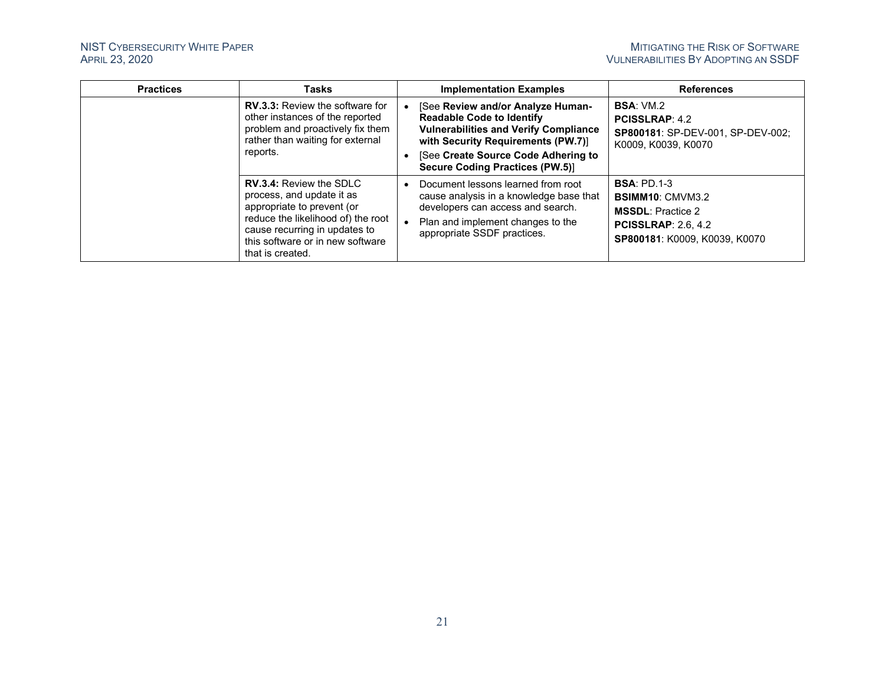| Practices | Tasks | Implementation Examples | References |
|---|---|---|---|
| | **RV.3.3:** Review the software for other instances of the reported problem and proactively fix them rather than waiting for external reports. | • [See **Review and/or Analyze Human-Readable Code to Identify Vulnerabilities and Verify Compliance with Security Requirements (PW.7)**]<br>• [See **Create Source Code Adhering to Secure Coding Practices (PW.5)**] | **BSA**: VM.2<br>**PCISSLRAP**: 4.2<br>**SP800181**: SP-DEV-001, SP-DEV-002; K0009, K0039, K0070 |
| | **RV.3.4:** Review the SDLC process, and update it as appropriate to prevent (or reduce the likelihood of) the root cause recurring in updates to this software or in new software that is created. | • Document lessons learned from root cause analysis in a knowledge base that developers can access and search.<br>• Plan and implement changes to the appropriate SSDF practices. | **BSA**: PD.1-3<br>**BSIMM10**: CMVM3.2<br>**MSSDL**: Practice 2<br>**PCISSLRAP**: 2.6, 4.2<br>**SP800181**: K0009, K0039, K0070 |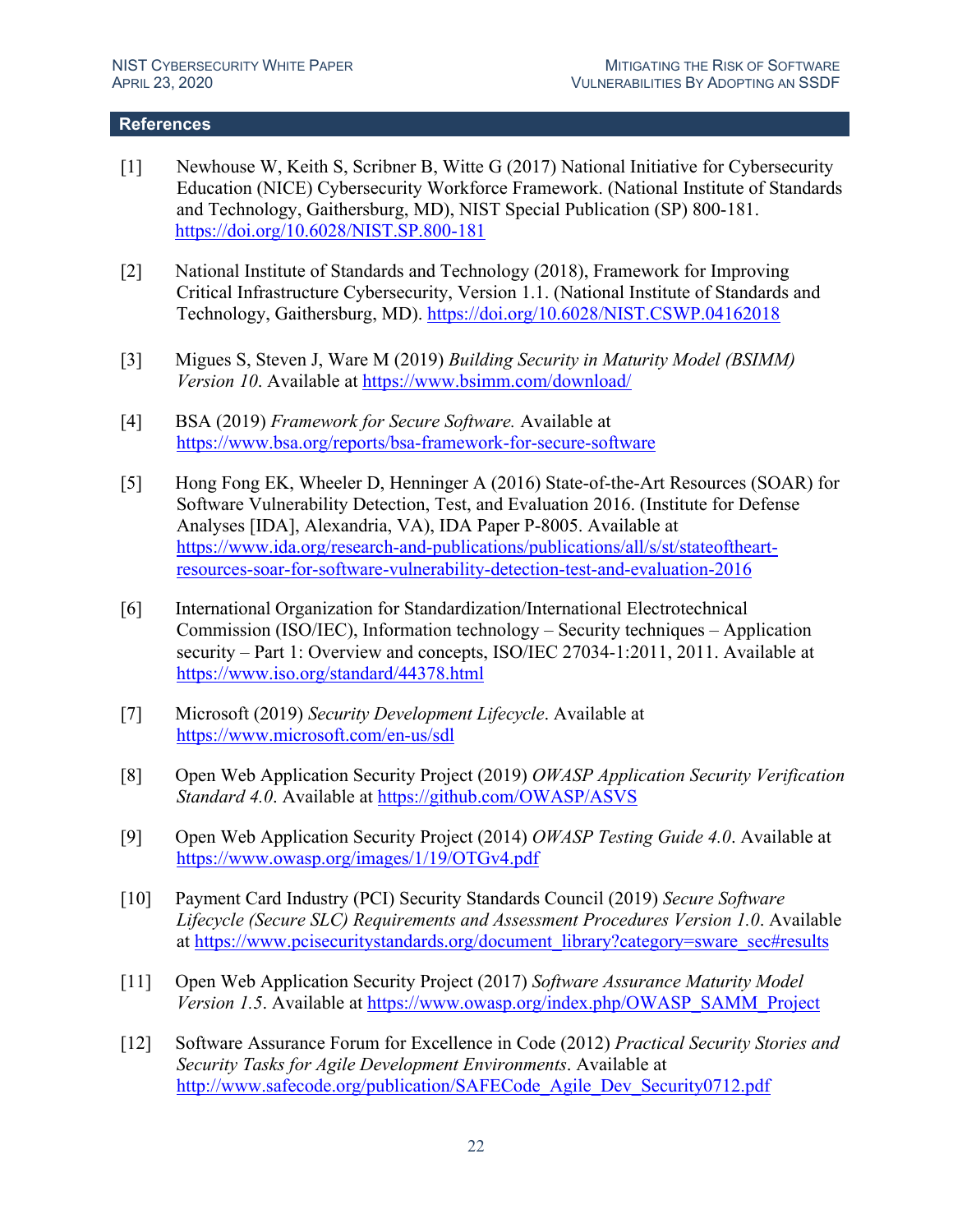## References

[1] Newhouse W, Keith S, Scribner B, Witte G (2017) National Initiative for Cybersecurity Education (NICE) Cybersecurity Workforce Framework. (National Institute of Standards and Technology, Gaithersburg, MD), NIST Special Publication (SP) 800-181. https://doi.org/10.6028/NIST.SP.800-181

[2] National Institute of Standards and Technology (2018), Framework for Improving Critical Infrastructure Cybersecurity, Version 1.1. (National Institute of Standards and Technology, Gaithersburg, MD). https://doi.org/10.6028/NIST.CSWP.04162018

[3] Migues S, Steven J, Ware M (2019) *Building Security in Maturity Model (BSIMM) Version 10*. Available at https://www.bsimm.com/download/

[4] BSA (2019) *Framework for Secure Software.* Available at https://www.bsa.org/reports/bsa-framework-for-secure-software

[5] Hong Fong EK, Wheeler D, Henninger A (2016) State-of-the-Art Resources (SOAR) for Software Vulnerability Detection, Test, and Evaluation 2016. (Institute for Defense Analyses [IDA], Alexandria, VA), IDA Paper P-8005. Available at https://www.ida.org/research-and-publications/publications/all/s/st/stateoftheart-resources-soar-for-software-vulnerability-detection-test-and-evaluation-2016

[6] International Organization for Standardization/International Electrotechnical Commission (ISO/IEC), Information technology – Security techniques – Application security – Part 1: Overview and concepts, ISO/IEC 27034-1:2011, 2011. Available at https://www.iso.org/standard/44378.html

[7] Microsoft (2019) *Security Development Lifecycle*. Available at https://www.microsoft.com/en-us/sdl

[8] Open Web Application Security Project (2019) *OWASP Application Security Verification Standard 4.0*. Available at https://github.com/OWASP/ASVS

[9] Open Web Application Security Project (2014) *OWASP Testing Guide 4.0*. Available at https://www.owasp.org/images/1/19/OTGv4.pdf

[10] Payment Card Industry (PCI) Security Standards Council (2019) *Secure Software Lifecycle (Secure SLC) Requirements and Assessment Procedures Version 1.0*. Available at https://www.pcisecuritystandards.org/document_library?category=sware_sec#results

[11] Open Web Application Security Project (2017) *Software Assurance Maturity Model Version 1.5*. Available at https://www.owasp.org/index.php/OWASP_SAMM_Project

[12] Software Assurance Forum for Excellence in Code (2012) *Practical Security Stories and Security Tasks for Agile Development Environments*. Available at http://www.safecode.org/publication/SAFECode_Agile_Dev_Security0712.pdf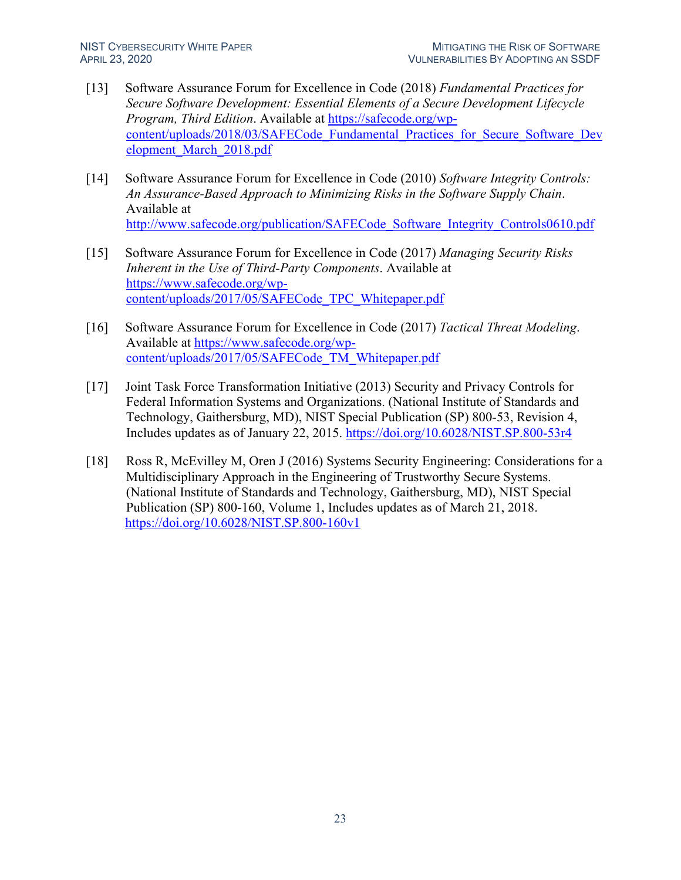[13] Software Assurance Forum for Excellence in Code (2018) *Fundamental Practices for Secure Software Development: Essential Elements of a Secure Development Lifecycle Program, Third Edition*. Available at https://safecode.org/wp-content/uploads/2018/03/SAFECode_Fundamental_Practices_for_Secure_Software_Development_March_2018.pdf

[14] Software Assurance Forum for Excellence in Code (2010) *Software Integrity Controls: An Assurance-Based Approach to Minimizing Risks in the Software Supply Chain*. Available at http://www.safecode.org/publication/SAFECode_Software_Integrity_Controls0610.pdf

[15] Software Assurance Forum for Excellence in Code (2017) *Managing Security Risks Inherent in the Use of Third-Party Components*. Available at https://www.safecode.org/wp-content/uploads/2017/05/SAFECode_TPC_Whitepaper.pdf

[16] Software Assurance Forum for Excellence in Code (2017) *Tactical Threat Modeling*. Available at https://www.safecode.org/wp-content/uploads/2017/05/SAFECode_TM_Whitepaper.pdf

[17] Joint Task Force Transformation Initiative (2013) Security and Privacy Controls for Federal Information Systems and Organizations. (National Institute of Standards and Technology, Gaithersburg, MD), NIST Special Publication (SP) 800-53, Revision 4, Includes updates as of January 22, 2015. https://doi.org/10.6028/NIST.SP.800-53r4

[18] Ross R, McEvilley M, Oren J (2016) Systems Security Engineering: Considerations for a Multidisciplinary Approach in the Engineering of Trustworthy Secure Systems. (National Institute of Standards and Technology, Gaithersburg, MD), NIST Special Publication (SP) 800-160, Volume 1, Includes updates as of March 21, 2018. https://doi.org/10.6028/NIST.SP.800-160v1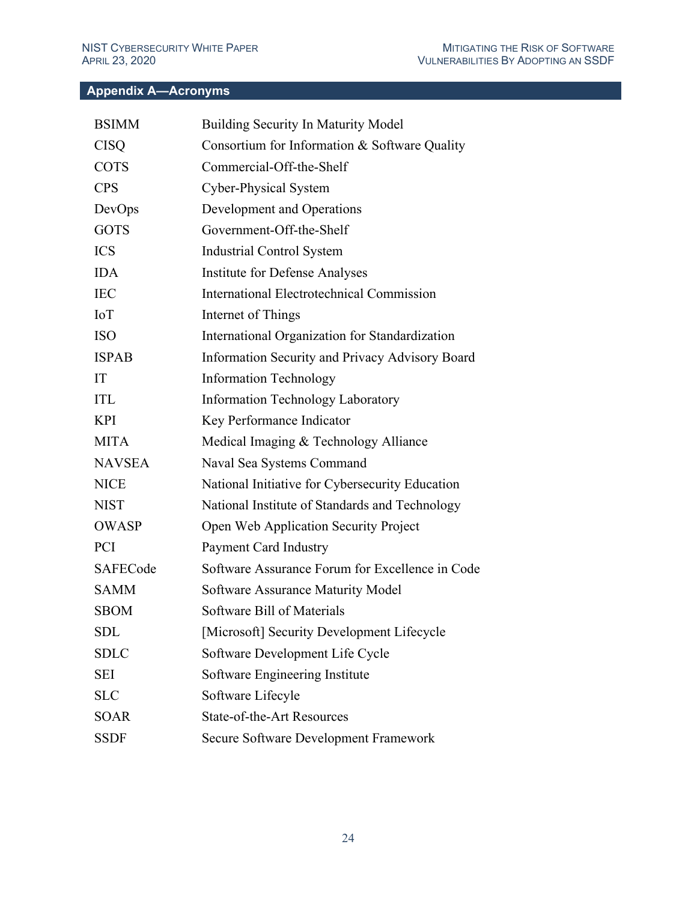## Appendix A—Acronyms

| | |
|---|---|
| BSIMM | Building Security In Maturity Model |
| CISQ | Consortium for Information & Software Quality |
| COTS | Commercial-Off-the-Shelf |
| CPS | Cyber-Physical System |
| DevOps | Development and Operations |
| GOTS | Government-Off-the-Shelf |
| ICS | Industrial Control System |
| IDA | Institute for Defense Analyses |
| IEC | International Electrotechnical Commission |
| IoT | Internet of Things |
| ISO | International Organization for Standardization |
| ISPAB | Information Security and Privacy Advisory Board |
| IT | Information Technology |
| ITL | Information Technology Laboratory |
| KPI | Key Performance Indicator |
| MITA | Medical Imaging & Technology Alliance |
| NAVSEA | Naval Sea Systems Command |
| NICE | National Initiative for Cybersecurity Education |
| NIST | National Institute of Standards and Technology |
| OWASP | Open Web Application Security Project |
| PCI | Payment Card Industry |
| SAFECode | Software Assurance Forum for Excellence in Code |
| SAMM | Software Assurance Maturity Model |
| SBOM | Software Bill of Materials |
| SDL | [Microsoft] Security Development Lifecycle |
| SDLC | Software Development Life Cycle |
| SEI | Software Engineering Institute |
| SLC | Software Lifecyle |
| SOAR | State-of-the-Art Resources |
| SSDF | Secure Software Development Framework |